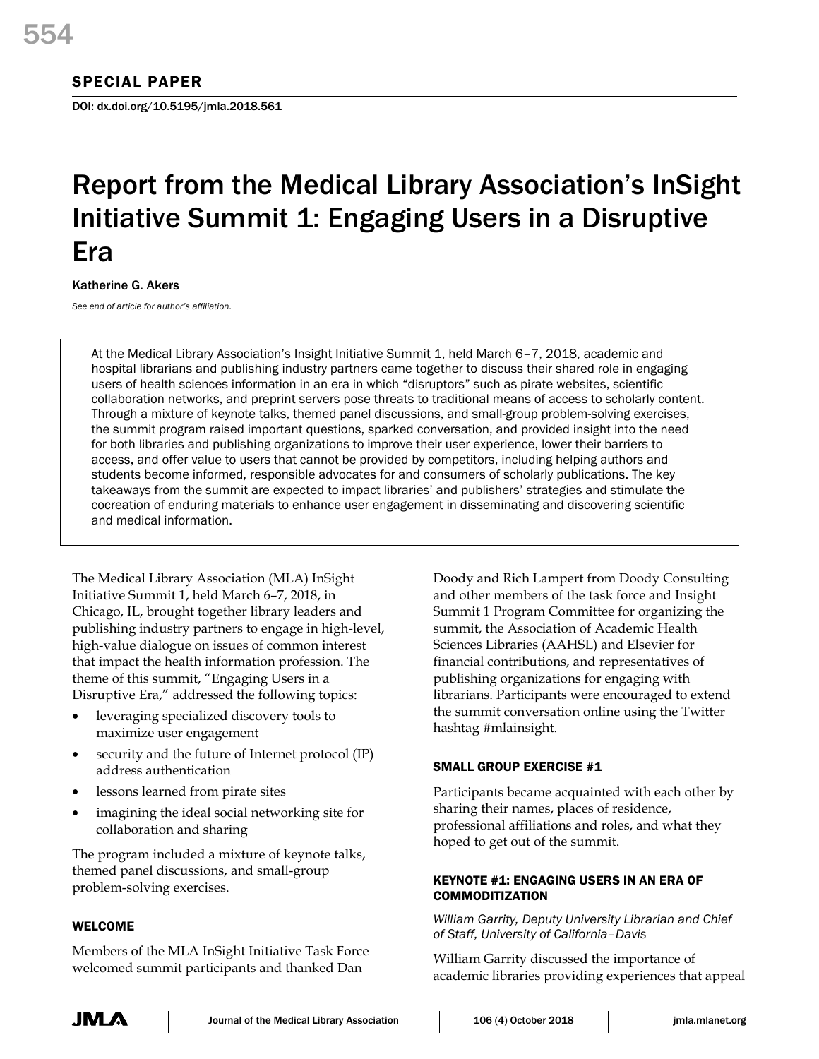## SPECIAL PAPER

DOI: dx.doi.org/10.5195/jmla.2018.561

# Report from the Medical Library Association's InSight Initiative Summit 1: Engaging Users in a Disruptive Era

Katherine G. Akers

*See end of article for author's affiliation.*

At the Medical Library Association's Insight Initiative Summit 1, held March 6–7, 2018, academic and hospital librarians and publishing industry partners came together to discuss their shared role in engaging users of health sciences information in an era in which "disruptors" such as pirate websites, scientific collaboration networks, and preprint servers pose threats to traditional means of access to scholarly content. Through a mixture of keynote talks, themed panel discussions, and small-group problem-solving exercises, the summit program raised important questions, sparked conversation, and provided insight into the need for both libraries and publishing organizations to improve their user experience, lower their barriers to access, and offer value to users that cannot be provided by competitors, including helping authors and students become informed, responsible advocates for and consumers of scholarly publications. The key takeaways from the summit are expected to impact libraries' and publishers' strategies and stimulate the cocreation of enduring materials to enhance user engagement in disseminating and discovering scientific and medical information.

The Medical Library Association (MLA) InSight Initiative Summit 1, held March 6–7, 2018, in Chicago, IL, brought together library leaders and publishing industry partners to engage in high-level, high-value dialogue on issues of common interest that impact the health information profession. The theme of this summit, "Engaging Users in a Disruptive Era," addressed the following topics:

- leveraging specialized discovery tools to maximize user engagement
- security and the future of Internet protocol (IP) address authentication
- lessons learned from pirate sites
- imagining the ideal social networking site for collaboration and sharing

The program included a mixture of keynote talks, themed panel discussions, and small-group problem-solving exercises.

### WELCOME

Members of the MLA InSight Initiative Task Force welcomed summit participants and thanked Dan Doody and Rich Lampert from Doody Consulting and other members of the task force and Insight Summit 1 Program Committee for organizing the summit, the Association of Academic Health Sciences Libraries (AAHSL) and Elsevier for financial contributions, and representatives of publishing organizations for engaging with librarians. Participants were encouraged to extend the summit conversation online using the Twitter hashtag #mlainsight.

### SMALL GROUP EXERCISE #1

Participants became acquainted with each other by sharing their names, places of residence, professional affiliations and roles, and what they hoped to get out of the summit.

### KEYNOTE #1: ENGAGING USERS IN AN ERA OF COMMODITIZATION

*William Garrity, Deputy University Librarian and Chief of Staff, University of California–Davis*

William Garrity discussed the importance of academic libraries providing experiences that appeal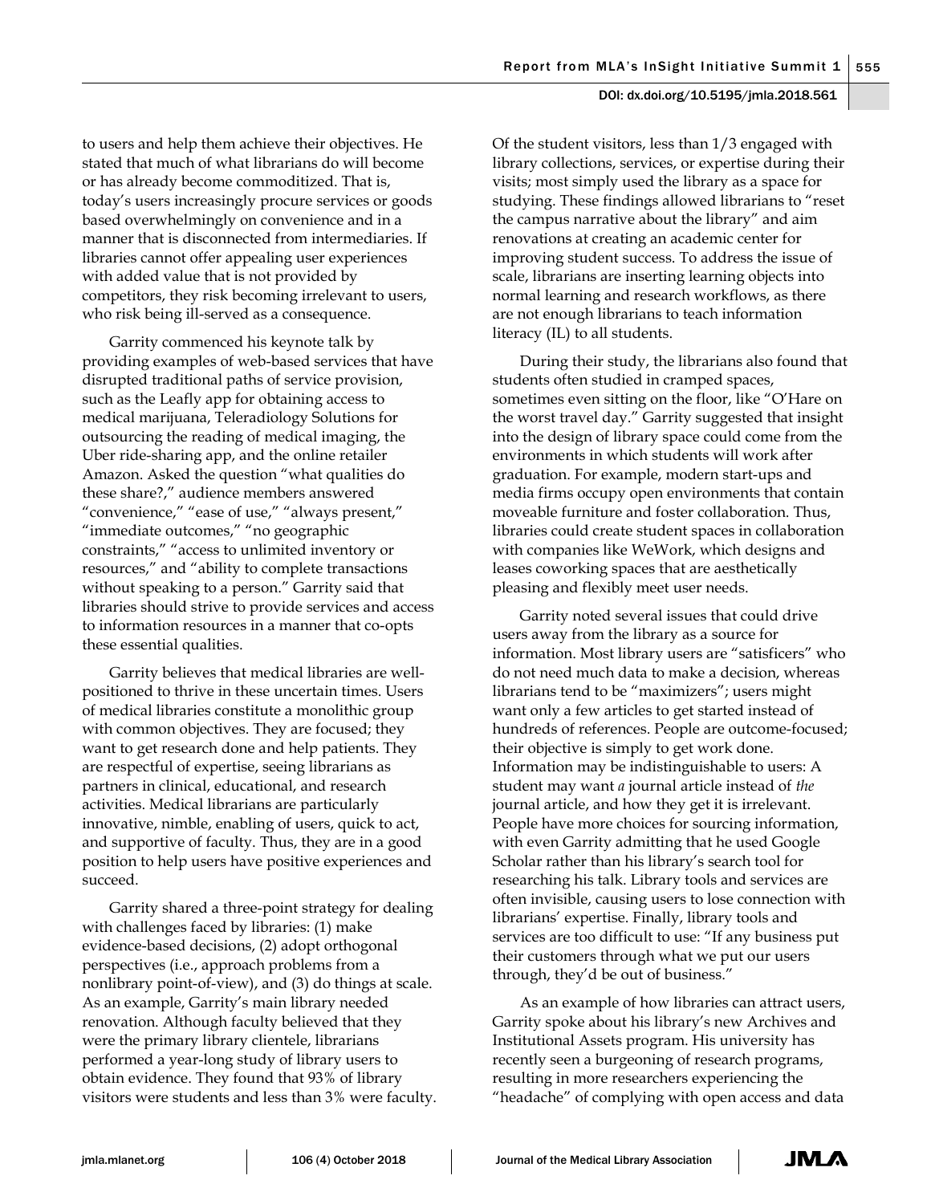to users and help them achieve their objectives. He stated that much of what librarians do will become or has already become commoditized. That is, today's users increasingly procure services or goods based overwhelmingly on convenience and in a manner that is disconnected from intermediaries. If libraries cannot offer appealing user experiences with added value that is not provided by competitors, they risk becoming irrelevant to users, who risk being ill-served as a consequence.

Garrity commenced his keynote talk by providing examples of web-based services that have disrupted traditional paths of service provision, such as the Leafly app for obtaining access to medical marijuana, Teleradiology Solutions for outsourcing the reading of medical imaging, the Uber ride-sharing app, and the online retailer Amazon. Asked the question "what qualities do these share?," audience members answered "convenience," "ease of use," "always present," "immediate outcomes," "no geographic constraints," "access to unlimited inventory or resources," and "ability to complete transactions without speaking to a person." Garrity said that libraries should strive to provide services and access to information resources in a manner that co-opts these essential qualities.

Garrity believes that medical libraries are well-positioned to thrive in these uncertain times. Users of medical libraries constitute a monolithic group with common objectives. They are focused; they want to get research done and help patients. They are respectful of expertise, seeing librarians as partners in clinical, educational, and research activities. Medical librarians are particularly innovative, nimble, enabling of users, quick to act, and supportive of faculty. Thus, they are in a good position to help users have positive experiences and succeed.

Garrity shared a three-point strategy for dealing with challenges faced by libraries: (1) make evidence-based decisions, (2) adopt orthogonal perspectives (i.e., approach problems from a nonlibrary point-of-view), and (3) do things at scale. As an example, Garrity's main library needed renovation. Although faculty believed that they were the primary library clientele, librarians performed a year-long study of library users to obtain evidence. They found that 93% of library visitors were students and less than 3% were faculty. Of the student visitors, less than 1/3 engaged with library collections, services, or expertise during their visits; most simply used the library as a space for studying. These findings allowed librarians to "reset the campus narrative about the library" and aim renovations at creating an academic center for improving student success. To address the issue of scale, librarians are inserting learning objects into normal learning and research workflows, as there are not enough librarians to teach information literacy (IL) to all students.

During their study, the librarians also found that students often studied in cramped spaces, sometimes even sitting on the floor, like "O'Hare on the worst travel day." Garrity suggested that insight into the design of library space could come from the environments in which students will work after graduation. For example, modern start-ups and media firms occupy open environments that contain moveable furniture and foster collaboration. Thus, libraries could create student spaces in collaboration with companies like WeWork, which designs and leases coworking spaces that are aesthetically pleasing and flexibly meet user needs.

Garrity noted several issues that could drive users away from the library as a source for information. Most library users are "satisficers" who do not need much data to make a decision, whereas librarians tend to be "maximizers"; users might want only a few articles to get started instead of hundreds of references. People are outcome-focused; their objective is simply to get work done. Information may be indistinguishable to users: A student may want *a* journal article instead of *the* journal article, and how they get it is irrelevant. People have more choices for sourcing information, with even Garrity admitting that he used Google Scholar rather than his library's search tool for researching his talk. Library tools and services are often invisible, causing users to lose connection with librarians' expertise. Finally, library tools and services are too difficult to use: "If any business put their customers through what we put our users through, they'd be out of business."

As an example of how libraries can attract users, Garrity spoke about his library's new Archives and Institutional Assets program. His university has recently seen a burgeoning of research programs, resulting in more researchers experiencing the "headache" of complying with open access and data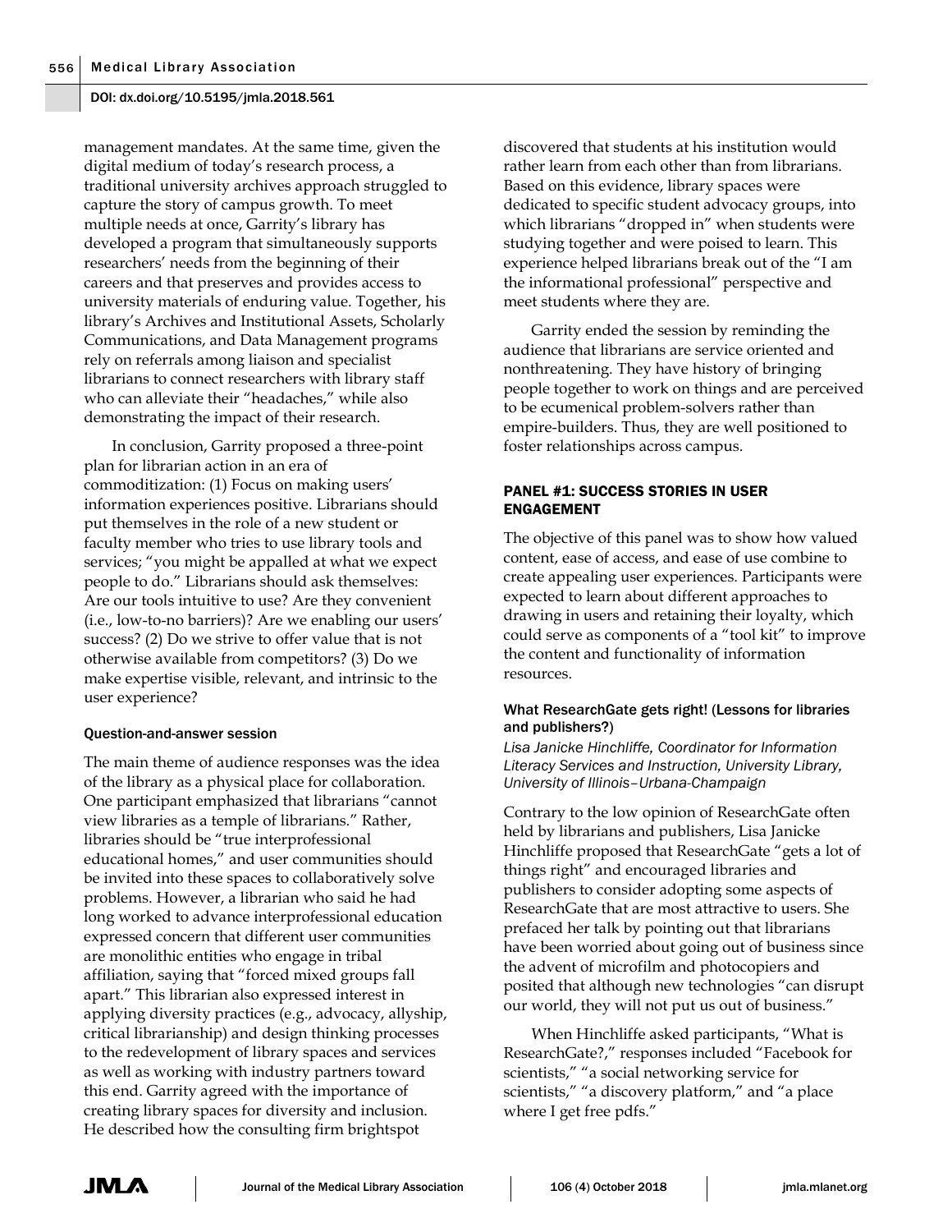management mandates. At the same time, given the digital medium of today's research process, a traditional university archives approach struggled to capture the story of campus growth. To meet multiple needs at once, Garrity's library has developed a program that simultaneously supports researchers' needs from the beginning of their careers and that preserves and provides access to university materials of enduring value. Together, his library's Archives and Institutional Assets, Scholarly Communications, and Data Management programs rely on referrals among liaison and specialist librarians to connect researchers with library staff who can alleviate their "headaches," while also demonstrating the impact of their research.

In conclusion, Garrity proposed a three-point plan for librarian action in an era of commoditization: (1) Focus on making users' information experiences positive. Librarians should put themselves in the role of a new student or faculty member who tries to use library tools and services; "you might be appalled at what we expect people to do." Librarians should ask themselves: Are our tools intuitive to use? Are they convenient (i.e., low-to-no barriers)? Are we enabling our users' success? (2) Do we strive to offer value that is not otherwise available from competitors? (3) Do we make expertise visible, relevant, and intrinsic to the user experience?

#### Question-and-answer session

The main theme of audience responses was the idea of the library as a physical place for collaboration. One participant emphasized that librarians "cannot view libraries as a temple of librarians." Rather, libraries should be "true interprofessional educational homes," and user communities should be invited into these spaces to collaboratively solve problems. However, a librarian who said he had long worked to advance interprofessional education expressed concern that different user communities are monolithic entities who engage in tribal affiliation, saying that "forced mixed groups fall apart." This librarian also expressed interest in applying diversity practices (e.g., advocacy, allyship, critical librarianship) and design thinking processes to the redevelopment of library spaces and services as well as working with industry partners toward this end. Garrity agreed with the importance of creating library spaces for diversity and inclusion. He described how the consulting firm brightspot discovered that students at his institution would rather learn from each other than from librarians. Based on this evidence, library spaces were dedicated to specific student advocacy groups, into which librarians "dropped in" when students were studying together and were poised to learn. This experience helped librarians break out of the "I am the informational professional" perspective and meet students where they are.

Garrity ended the session by reminding the audience that librarians are service oriented and nonthreatening. They have history of bringing people together to work on things and are perceived to be ecumenical problem-solvers rather than empire-builders. Thus, they are well positioned to foster relationships across campus.

## PANEL #1: SUCCESS STORIES IN USER ENGAGEMENT

The objective of this panel was to show how valued content, ease of access, and ease of use combine to create appealing user experiences. Participants were expected to learn about different approaches to drawing in users and retaining their loyalty, which could serve as components of a "tool kit" to improve the content and functionality of information resources.

### What ResearchGate gets right! (Lessons for libraries and publishers?)

*Lisa Janicke Hinchliffe, Coordinator for Information Literacy Services and Instruction, University Library, University of Illinois–Urbana-Champaign*

Contrary to the low opinion of ResearchGate often held by librarians and publishers, Lisa Janicke Hinchliffe proposed that ResearchGate "gets a lot of things right" and encouraged libraries and publishers to consider adopting some aspects of ResearchGate that are most attractive to users. She prefaced her talk by pointing out that librarians have been worried about going out of business since the advent of microfilm and photocopiers and posited that although new technologies "can disrupt our world, they will not put us out of business."

When Hinchliffe asked participants, "What is ResearchGate?," responses included "Facebook for scientists," "a social networking service for scientists," "a discovery platform," and "a place where I get free pdfs."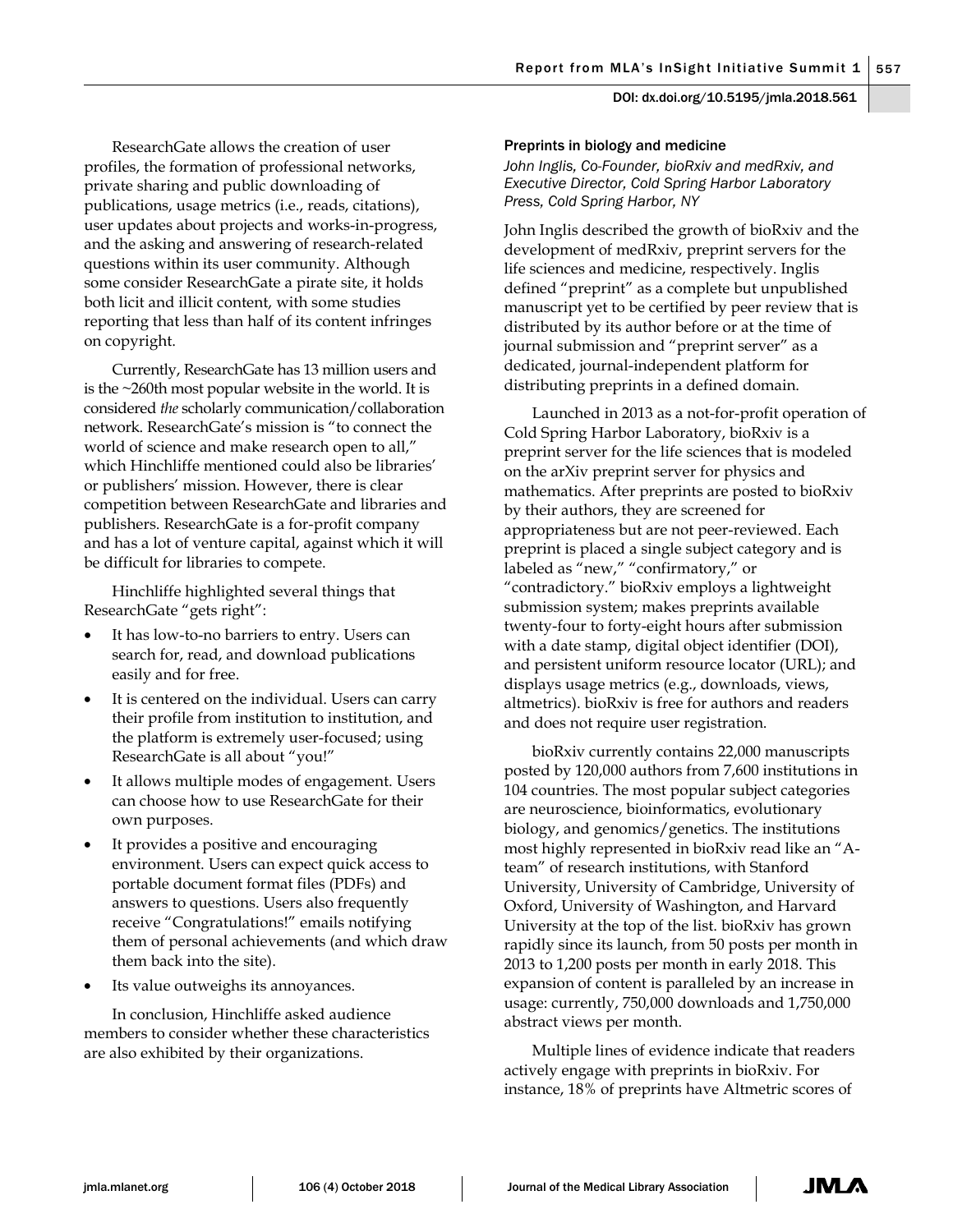ResearchGate allows the creation of user profiles, the formation of professional networks, private sharing and public downloading of publications, usage metrics (i.e., reads, citations), user updates about projects and works-in-progress, and the asking and answering of research-related questions within its user community. Although some consider ResearchGate a pirate site, it holds both licit and illicit content, with some studies reporting that less than half of its content infringes on copyright.

Currently, ResearchGate has 13 million users and is the ~260th most popular website in the world. It is considered *the* scholarly communication/collaboration network. ResearchGate's mission is "to connect the world of science and make research open to all," which Hinchliffe mentioned could also be libraries' or publishers' mission. However, there is clear competition between ResearchGate and libraries and publishers. ResearchGate is a for-profit company and has a lot of venture capital, against which it will be difficult for libraries to compete.

Hinchliffe highlighted several things that ResearchGate "gets right":

- It has low-to-no barriers to entry. Users can search for, read, and download publications easily and for free.
- It is centered on the individual. Users can carry their profile from institution to institution, and the platform is extremely user-focused; using ResearchGate is all about "you!"
- It allows multiple modes of engagement. Users can choose how to use ResearchGate for their own purposes.
- It provides a positive and encouraging environment. Users can expect quick access to portable document format files (PDFs) and answers to questions. Users also frequently receive "Congratulations!" emails notifying them of personal achievements (and which draw them back into the site).
- Its value outweighs its annoyances.

In conclusion, Hinchliffe asked audience members to consider whether these characteristics are also exhibited by their organizations.

### Preprints in biology and medicine

*John Inglis, Co-Founder, bioRxiv and medRxiv, and Executive Director, Cold Spring Harbor Laboratory Press, Cold Spring Harbor, NY*

John Inglis described the growth of bioRxiv and the development of medRxiv, preprint servers for the life sciences and medicine, respectively. Inglis defined "preprint" as a complete but unpublished manuscript yet to be certified by peer review that is distributed by its author before or at the time of journal submission and "preprint server" as a dedicated, journal-independent platform for distributing preprints in a defined domain.

Launched in 2013 as a not-for-profit operation of Cold Spring Harbor Laboratory, bioRxiv is a preprint server for the life sciences that is modeled on the arXiv preprint server for physics and mathematics. After preprints are posted to bioRxiv by their authors, they are screened for appropriateness but are not peer-reviewed. Each preprint is placed a single subject category and is labeled as "new," "confirmatory," or "contradictory." bioRxiv employs a lightweight submission system; makes preprints available twenty-four to forty-eight hours after submission with a date stamp, digital object identifier (DOI), and persistent uniform resource locator (URL); and displays usage metrics (e.g., downloads, views, altmetrics). bioRxiv is free for authors and readers and does not require user registration.

bioRxiv currently contains 22,000 manuscripts posted by 120,000 authors from 7,600 institutions in 104 countries. The most popular subject categories are neuroscience, bioinformatics, evolutionary biology, and genomics/genetics. The institutions most highly represented in bioRxiv read like an "A-team" of research institutions, with Stanford University, University of Cambridge, University of Oxford, University of Washington, and Harvard University at the top of the list. bioRxiv has grown rapidly since its launch, from 50 posts per month in 2013 to 1,200 posts per month in early 2018. This expansion of content is paralleled by an increase in usage: currently, 750,000 downloads and 1,750,000 abstract views per month.

Multiple lines of evidence indicate that readers actively engage with preprints in bioRxiv. For instance, 18% of preprints have Altmetric scores of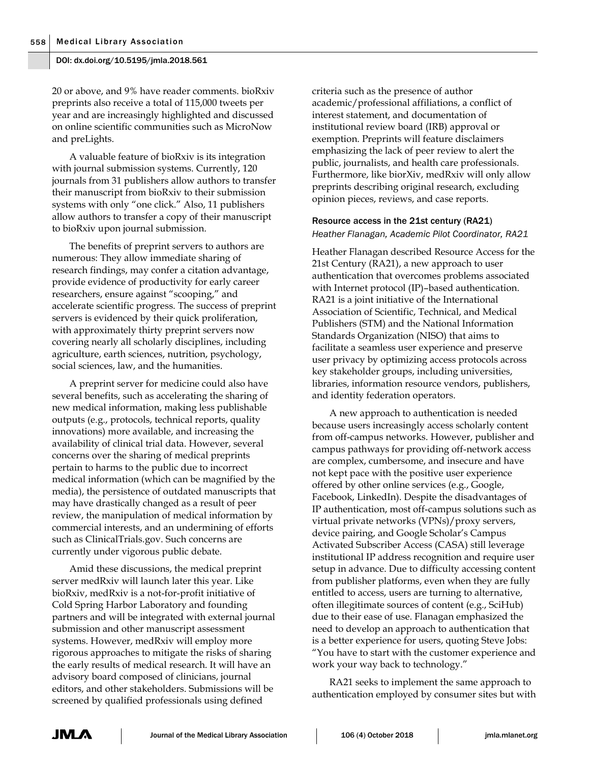20 or above, and 9% have reader comments. bioRxiv preprints also receive a total of 115,000 tweets per year and are increasingly highlighted and discussed on online scientific communities such as MicroNow and preLights.

A valuable feature of bioRxiv is its integration with journal submission systems. Currently, 120 journals from 31 publishers allow authors to transfer their manuscript from bioRxiv to their submission systems with only "one click." Also, 11 publishers allow authors to transfer a copy of their manuscript to bioRxiv upon journal submission.

The benefits of preprint servers to authors are numerous: They allow immediate sharing of research findings, may confer a citation advantage, provide evidence of productivity for early career researchers, ensure against "scooping," and accelerate scientific progress. The success of preprint servers is evidenced by their quick proliferation, with approximately thirty preprint servers now covering nearly all scholarly disciplines, including agriculture, earth sciences, nutrition, psychology, social sciences, law, and the humanities.

A preprint server for medicine could also have several benefits, such as accelerating the sharing of new medical information, making less publishable outputs (e.g., protocols, technical reports, quality innovations) more available, and increasing the availability of clinical trial data. However, several concerns over the sharing of medical preprints pertain to harms to the public due to incorrect medical information (which can be magnified by the media), the persistence of outdated manuscripts that may have drastically changed as a result of peer review, the manipulation of medical information by commercial interests, and an undermining of efforts such as ClinicalTrials.gov. Such concerns are currently under vigorous public debate.

Amid these discussions, the medical preprint server medRxiv will launch later this year. Like bioRxiv, medRxiv is a not-for-profit initiative of Cold Spring Harbor Laboratory and founding partners and will be integrated with external journal submission and other manuscript assessment systems. However, medRxiv will employ more rigorous approaches to mitigate the risks of sharing the early results of medical research. It will have an advisory board composed of clinicians, journal editors, and other stakeholders. Submissions will be screened by qualified professionals using defined criteria such as the presence of author academic/professional affiliations, a conflict of interest statement, and documentation of institutional review board (IRB) approval or exemption. Preprints will feature disclaimers emphasizing the lack of peer review to alert the public, journalists, and health care professionals. Furthermore, like biorXiv, medRxiv will only allow preprints describing original research, excluding opinion pieces, reviews, and case reports.

### Resource access in the 21st century (RA21)

*Heather Flanagan, Academic Pilot Coordinator, RA21*

Heather Flanagan described Resource Access for the 21st Century (RA21), a new approach to user authentication that overcomes problems associated with Internet protocol (IP)–based authentication. RA21 is a joint initiative of the International Association of Scientific, Technical, and Medical Publishers (STM) and the National Information Standards Organization (NISO) that aims to facilitate a seamless user experience and preserve user privacy by optimizing access protocols across key stakeholder groups, including universities, libraries, information resource vendors, publishers, and identity federation operators.

A new approach to authentication is needed because users increasingly access scholarly content from off-campus networks. However, publisher and campus pathways for providing off-network access are complex, cumbersome, and insecure and have not kept pace with the positive user experience offered by other online services (e.g., Google, Facebook, LinkedIn). Despite the disadvantages of IP authentication, most off-campus solutions such as virtual private networks (VPNs)/proxy servers, device pairing, and Google Scholar's Campus Activated Subscriber Access (CASA) still leverage institutional IP address recognition and require user setup in advance. Due to difficulty accessing content from publisher platforms, even when they are fully entitled to access, users are turning to alternative, often illegitimate sources of content (e.g., SciHub) due to their ease of use. Flanagan emphasized the need to develop an approach to authentication that is a better experience for users, quoting Steve Jobs: "You have to start with the customer experience and work your way back to technology."

RA21 seeks to implement the same approach to authentication employed by consumer sites but with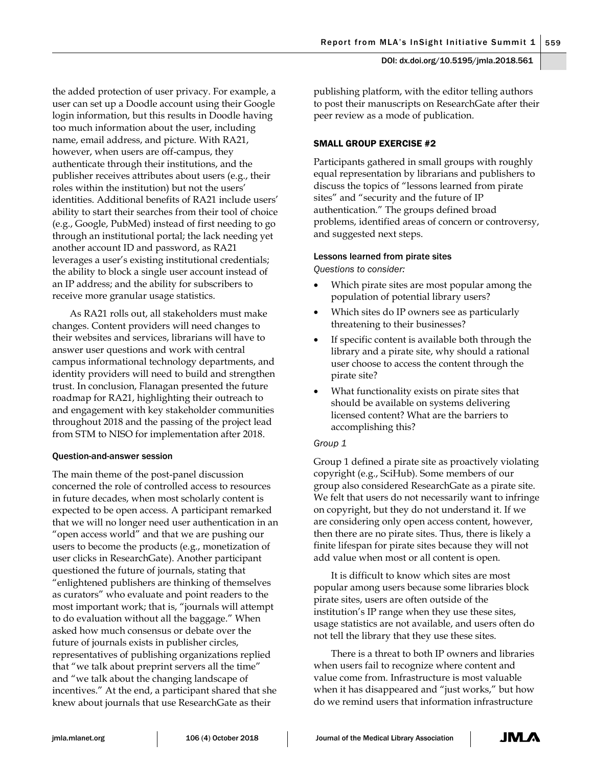the added protection of user privacy. For example, a user can set up a Doodle account using their Google login information, but this results in Doodle having too much information about the user, including name, email address, and picture. With RA21, however, when users are off-campus, they authenticate through their institutions, and the publisher receives attributes about users (e.g., their roles within the institution) but not the users' identities. Additional benefits of RA21 include users' ability to start their searches from their tool of choice (e.g., Google, PubMed) instead of first needing to go through an institutional portal; the lack needing yet another account ID and password, as RA21 leverages a user's existing institutional credentials; the ability to block a single user account instead of an IP address; and the ability for subscribers to receive more granular usage statistics.

As RA21 rolls out, all stakeholders must make changes. Content providers will need changes to their websites and services, librarians will have to answer user questions and work with central campus informational technology departments, and identity providers will need to build and strengthen trust. In conclusion, Flanagan presented the future roadmap for RA21, highlighting their outreach to and engagement with key stakeholder communities throughout 2018 and the passing of the project lead from STM to NISO for implementation after 2018.

#### Question-and-answer session

The main theme of the post-panel discussion concerned the role of controlled access to resources in future decades, when most scholarly content is expected to be open access. A participant remarked that we will no longer need user authentication in an "open access world" and that we are pushing our users to become the products (e.g., monetization of user clicks in ResearchGate). Another participant questioned the future of journals, stating that "enlightened publishers are thinking of themselves as curators" who evaluate and point readers to the most important work; that is, "journals will attempt to do evaluation without all the baggage." When asked how much consensus or debate over the future of journals exists in publisher circles, representatives of publishing organizations replied that "we talk about preprint servers all the time" and "we talk about the changing landscape of incentives." At the end, a participant shared that she knew about journals that use ResearchGate as their publishing platform, with the editor telling authors to post their manuscripts on ResearchGate after their peer review as a mode of publication.

### SMALL GROUP EXERCISE #2

Participants gathered in small groups with roughly equal representation by librarians and publishers to discuss the topics of "lessons learned from pirate sites" and "security and the future of IP authentication." The groups defined broad problems, identified areas of concern or controversy, and suggested next steps.

#### Lessons learned from pirate sites

*Questions to consider:*

- Which pirate sites are most popular among the population of potential library users?
- Which sites do IP owners see as particularly threatening to their businesses?
- If specific content is available both through the library and a pirate site, why should a rational user choose to access the content through the pirate site?
- What functionality exists on pirate sites that should be available on systems delivering licensed content? What are the barriers to accomplishing this?

*Group 1*

Group 1 defined a pirate site as proactively violating copyright (e.g., SciHub). Some members of our group also considered ResearchGate as a pirate site. We felt that users do not necessarily want to infringe on copyright, but they do not understand it. If we are considering only open access content, however, then there are no pirate sites. Thus, there is likely a finite lifespan for pirate sites because they will not add value when most or all content is open.

It is difficult to know which sites are most popular among users because some libraries block pirate sites, users are often outside of the institution's IP range when they use these sites, usage statistics are not available, and users often do not tell the library that they use these sites.

There is a threat to both IP owners and libraries when users fail to recognize where content and value come from. Infrastructure is most valuable when it has disappeared and "just works," but how do we remind users that information infrastructure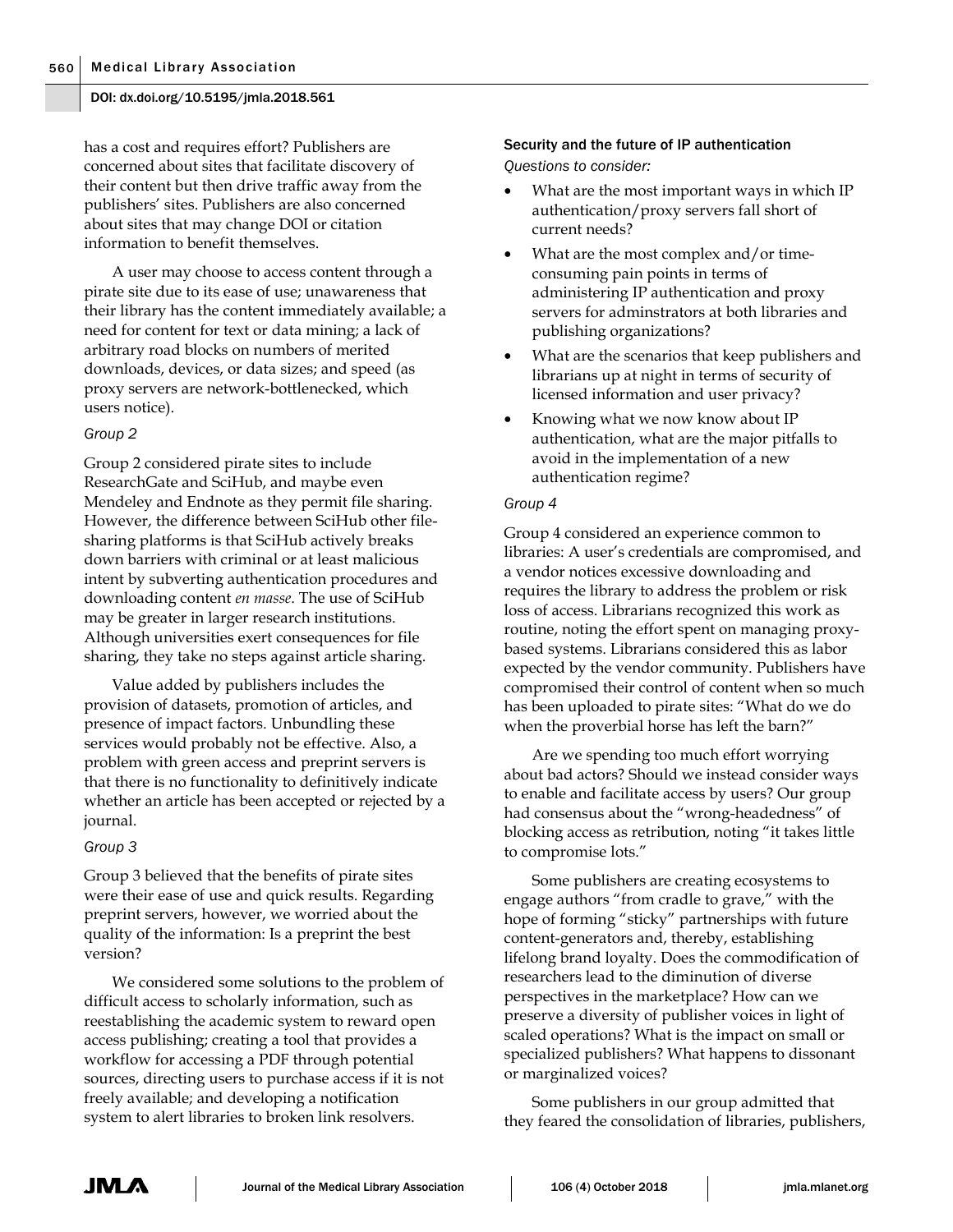has a cost and requires effort? Publishers are concerned about sites that facilitate discovery of their content but then drive traffic away from the publishers' sites. Publishers are also concerned about sites that may change DOI or citation information to benefit themselves.

A user may choose to access content through a pirate site due to its ease of use; unawareness that their library has the content immediately available; a need for content for text or data mining; a lack of arbitrary road blocks on numbers of merited downloads, devices, or data sizes; and speed (as proxy servers are network-bottlenecked, which users notice).

*Group 2*

Group 2 considered pirate sites to include ResearchGate and SciHub, and maybe even Mendeley and Endnote as they permit file sharing. However, the difference between SciHub other file-sharing platforms is that SciHub actively breaks down barriers with criminal or at least malicious intent by subverting authentication procedures and downloading content *en masse*. The use of SciHub may be greater in larger research institutions. Although universities exert consequences for file sharing, they take no steps against article sharing.

Value added by publishers includes the provision of datasets, promotion of articles, and presence of impact factors. Unbundling these services would probably not be effective. Also, a problem with green access and preprint servers is that there is no functionality to definitively indicate whether an article has been accepted or rejected by a journal.

*Group 3*

Group 3 believed that the benefits of pirate sites were their ease of use and quick results. Regarding preprint servers, however, we worried about the quality of the information: Is a preprint the best version?

We considered some solutions to the problem of difficult access to scholarly information, such as reestablishing the academic system to reward open access publishing; creating a tool that provides a workflow for accessing a PDF through potential sources, directing users to purchase access if it is not freely available; and developing a notification system to alert libraries to broken link resolvers.

### Security and the future of IP authentication

*Questions to consider:*

- What are the most important ways in which IP authentication/proxy servers fall short of current needs?
- What are the most complex and/or time-consuming pain points in terms of administering IP authentication and proxy servers for adminstrators at both libraries and publishing organizations?
- What are the scenarios that keep publishers and librarians up at night in terms of security of licensed information and user privacy?
- Knowing what we now know about IP authentication, what are the major pitfalls to avoid in the implementation of a new authentication regime?

*Group 4*

Group 4 considered an experience common to libraries: A user's credentials are compromised, and a vendor notices excessive downloading and requires the library to address the problem or risk loss of access. Librarians recognized this work as routine, noting the effort spent on managing proxy-based systems. Librarians considered this as labor expected by the vendor community. Publishers have compromised their control of content when so much has been uploaded to pirate sites: "What do we do when the proverbial horse has left the barn?"

Are we spending too much effort worrying about bad actors? Should we instead consider ways to enable and facilitate access by users? Our group had consensus about the "wrong-headedness" of blocking access as retribution, noting "it takes little to compromise lots."

Some publishers are creating ecosystems to engage authors "from cradle to grave," with the hope of forming "sticky" partnerships with future content-generators and, thereby, establishing lifelong brand loyalty. Does the commodification of researchers lead to the diminution of diverse perspectives in the marketplace? How can we preserve a diversity of publisher voices in light of scaled operations? What is the impact on small or specialized publishers? What happens to dissonant or marginalized voices?

Some publishers in our group admitted that they feared the consolidation of libraries, publishers,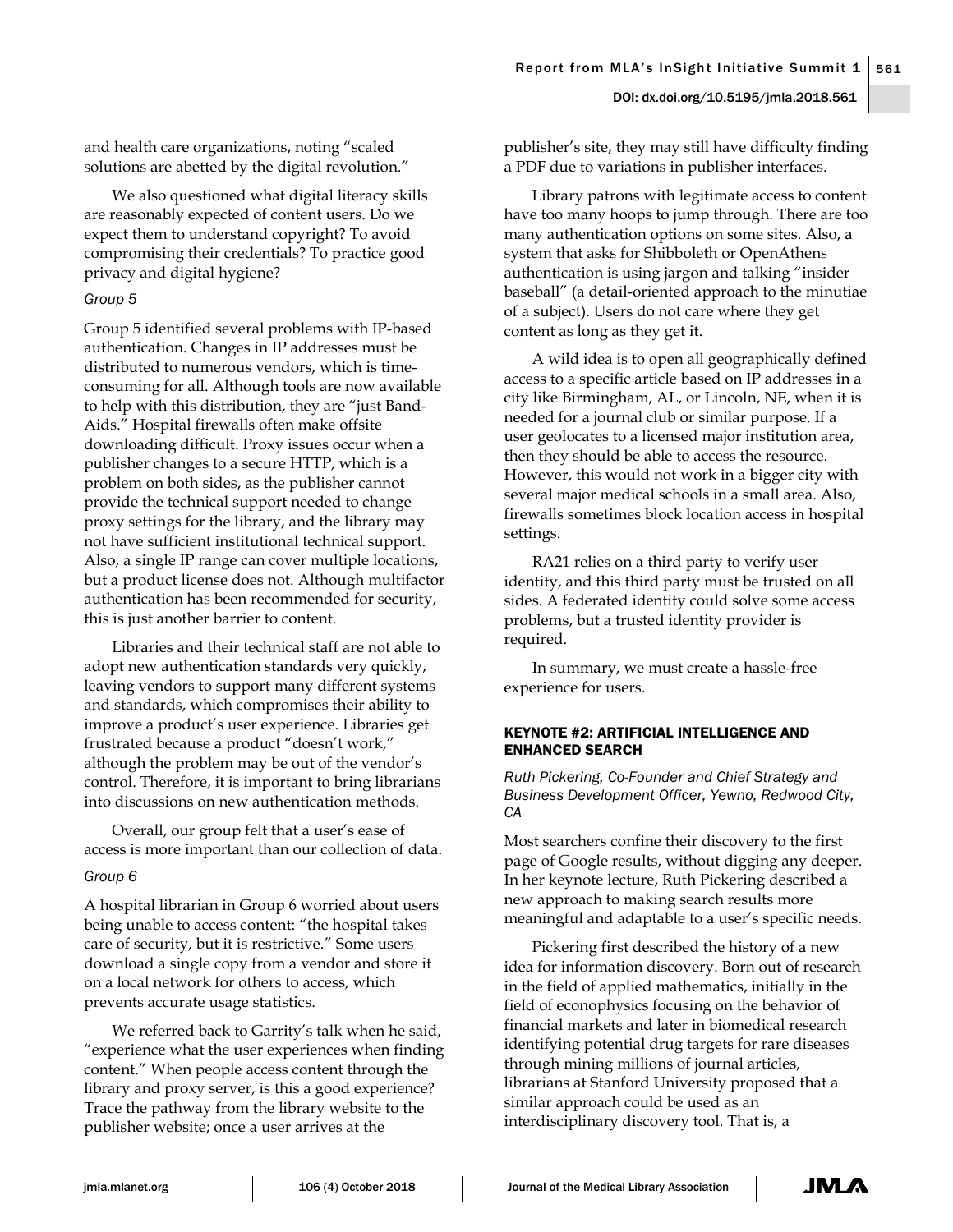and health care organizations, noting "scaled solutions are abetted by the digital revolution."

We also questioned what digital literacy skills are reasonably expected of content users. Do we expect them to understand copyright? To avoid compromising their credentials? To practice good privacy and digital hygiene?

*Group 5*

Group 5 identified several problems with IP-based authentication. Changes in IP addresses must be distributed to numerous vendors, which is time-consuming for all. Although tools are now available to help with this distribution, they are "just Band-Aids." Hospital firewalls often make offsite downloading difficult. Proxy issues occur when a publisher changes to a secure HTTP, which is a problem on both sides, as the publisher cannot provide the technical support needed to change proxy settings for the library, and the library may not have sufficient institutional technical support. Also, a single IP range can cover multiple locations, but a product license does not. Although multifactor authentication has been recommended for security, this is just another barrier to content.

Libraries and their technical staff are not able to adopt new authentication standards very quickly, leaving vendors to support many different systems and standards, which compromises their ability to improve a product's user experience. Libraries get frustrated because a product "doesn't work," although the problem may be out of the vendor's control. Therefore, it is important to bring librarians into discussions on new authentication methods.

Overall, our group felt that a user's ease of access is more important than our collection of data.

*Group 6*

A hospital librarian in Group 6 worried about users being unable to access content: "the hospital takes care of security, but it is restrictive." Some users download a single copy from a vendor and store it on a local network for others to access, which prevents accurate usage statistics.

We referred back to Garrity's talk when he said, "experience what the user experiences when finding content." When people access content through the library and proxy server, is this a good experience? Trace the pathway from the library website to the publisher website; once a user arrives at the publisher's site, they may still have difficulty finding a PDF due to variations in publisher interfaces.

Library patrons with legitimate access to content have too many hoops to jump through. There are too many authentication options on some sites. Also, a system that asks for Shibboleth or OpenAthens authentication is using jargon and talking "insider baseball" (a detail-oriented approach to the minutiae of a subject). Users do not care where they get content as long as they get it.

A wild idea is to open all geographically defined access to a specific article based on IP addresses in a city like Birmingham, AL, or Lincoln, NE, when it is needed for a journal club or similar purpose. If a user geolocates to a licensed major institution area, then they should be able to access the resource. However, this would not work in a bigger city with several major medical schools in a small area. Also, firewalls sometimes block location access in hospital settings.

RA21 relies on a third party to verify user identity, and this third party must be trusted on all sides. A federated identity could solve some access problems, but a trusted identity provider is required.

In summary, we must create a hassle-free experience for users.

### KEYNOTE #2: ARTIFICIAL INTELLIGENCE AND ENHANCED SEARCH

*Ruth Pickering, Co-Founder and Chief Strategy and Business Development Officer, Yewno, Redwood City, CA*

Most searchers confine their discovery to the first page of Google results, without digging any deeper. In her keynote lecture, Ruth Pickering described a new approach to making search results more meaningful and adaptable to a user's specific needs.

Pickering first described the history of a new idea for information discovery. Born out of research in the field of applied mathematics, initially in the field of econophysics focusing on the behavior of financial markets and later in biomedical research identifying potential drug targets for rare diseases through mining millions of journal articles, librarians at Stanford University proposed that a similar approach could be used as an interdisciplinary discovery tool. That is, a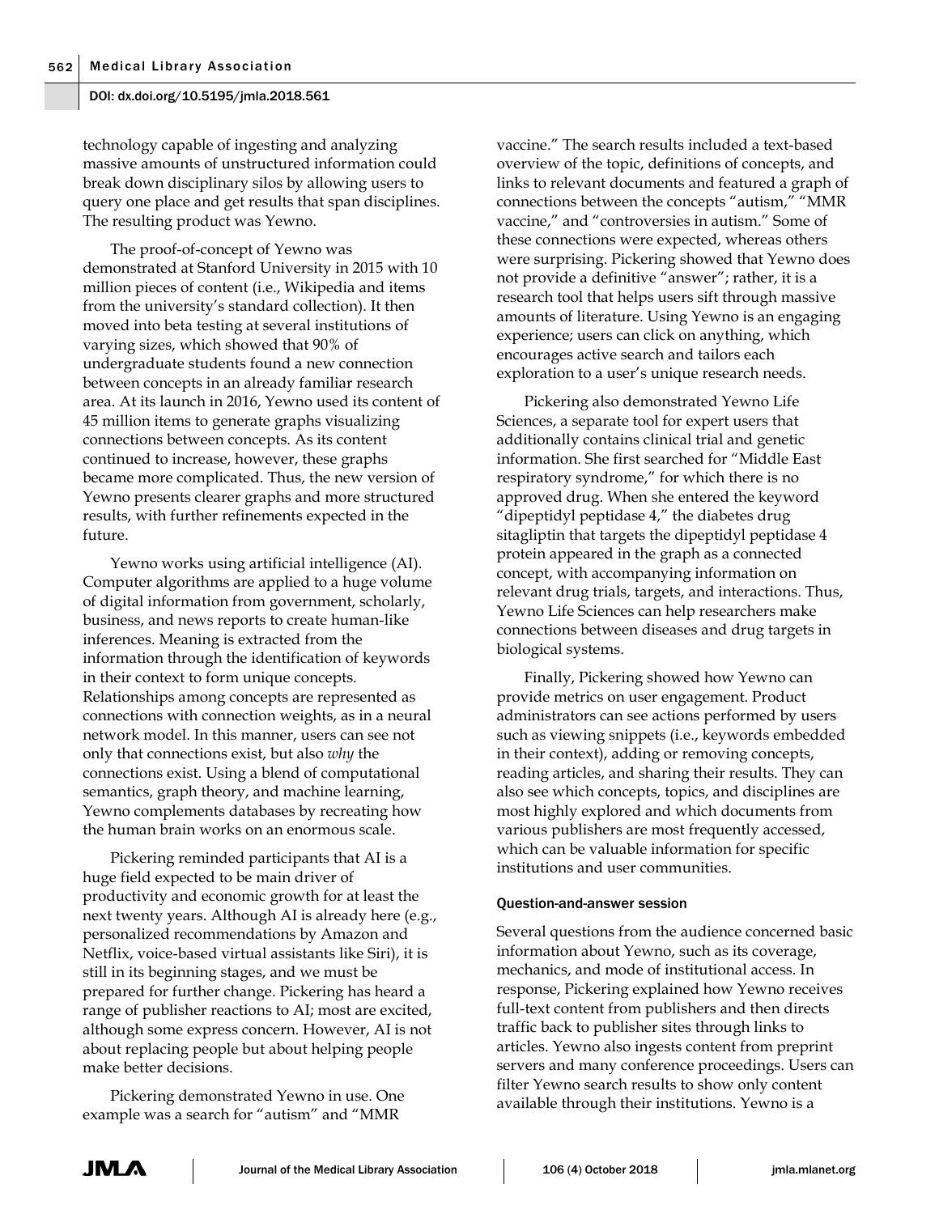technology capable of ingesting and analyzing massive amounts of unstructured information could break down disciplinary silos by allowing users to query one place and get results that span disciplines. The resulting product was Yewno.

The proof-of-concept of Yewno was demonstrated at Stanford University in 2015 with 10 million pieces of content (i.e., Wikipedia and items from the university's standard collection). It then moved into beta testing at several institutions of varying sizes, which showed that 90% of undergraduate students found a new connection between concepts in an already familiar research area. At its launch in 2016, Yewno used its content of 45 million items to generate graphs visualizing connections between concepts. As its content continued to increase, however, these graphs became more complicated. Thus, the new version of Yewno presents clearer graphs and more structured results, with further refinements expected in the future.

Yewno works using artificial intelligence (AI). Computer algorithms are applied to a huge volume of digital information from government, scholarly, business, and news reports to create human-like inferences. Meaning is extracted from the information through the identification of keywords in their context to form unique concepts. Relationships among concepts are represented as connections with connection weights, as in a neural network model. In this manner, users can see not only that connections exist, but also *why* the connections exist. Using a blend of computational semantics, graph theory, and machine learning, Yewno complements databases by recreating how the human brain works on an enormous scale.

Pickering reminded participants that AI is a huge field expected to be main driver of productivity and economic growth for at least the next twenty years. Although AI is already here (e.g., personalized recommendations by Amazon and Netflix, voice-based virtual assistants like Siri), it is still in its beginning stages, and we must be prepared for further change. Pickering has heard a range of publisher reactions to AI; most are excited, although some express concern. However, AI is not about replacing people but about helping people make better decisions.

Pickering demonstrated Yewno in use. One example was a search for "autism" and "MMR vaccine." The search results included a text-based overview of the topic, definitions of concepts, and links to relevant documents and featured a graph of connections between the concepts "autism," "MMR vaccine," and "controversies in autism." Some of these connections were expected, whereas others were surprising. Pickering showed that Yewno does not provide a definitive "answer"; rather, it is a research tool that helps users sift through massive amounts of literature. Using Yewno is an engaging experience; users can click on anything, which encourages active search and tailors each exploration to a user's unique research needs.

Pickering also demonstrated Yewno Life Sciences, a separate tool for expert users that additionally contains clinical trial and genetic information. She first searched for "Middle East respiratory syndrome," for which there is no approved drug. When she entered the keyword "dipeptidyl peptidase 4," the diabetes drug sitagliptin that targets the dipeptidyl peptidase 4 protein appeared in the graph as a connected concept, with accompanying information on relevant drug trials, targets, and interactions. Thus, Yewno Life Sciences can help researchers make connections between diseases and drug targets in biological systems.

Finally, Pickering showed how Yewno can provide metrics on user engagement. Product administrators can see actions performed by users such as viewing snippets (i.e., keywords embedded in their context), adding or removing concepts, reading articles, and sharing their results. They can also see which concepts, topics, and disciplines are most highly explored and which documents from various publishers are most frequently accessed, which can be valuable information for specific institutions and user communities.

#### Question-and-answer session

Several questions from the audience concerned basic information about Yewno, such as its coverage, mechanics, and mode of institutional access. In response, Pickering explained how Yewno receives full-text content from publishers and then directs traffic back to publisher sites through links to articles. Yewno also ingests content from preprint servers and many conference proceedings. Users can filter Yewno search results to show only content available through their institutions. Yewno is a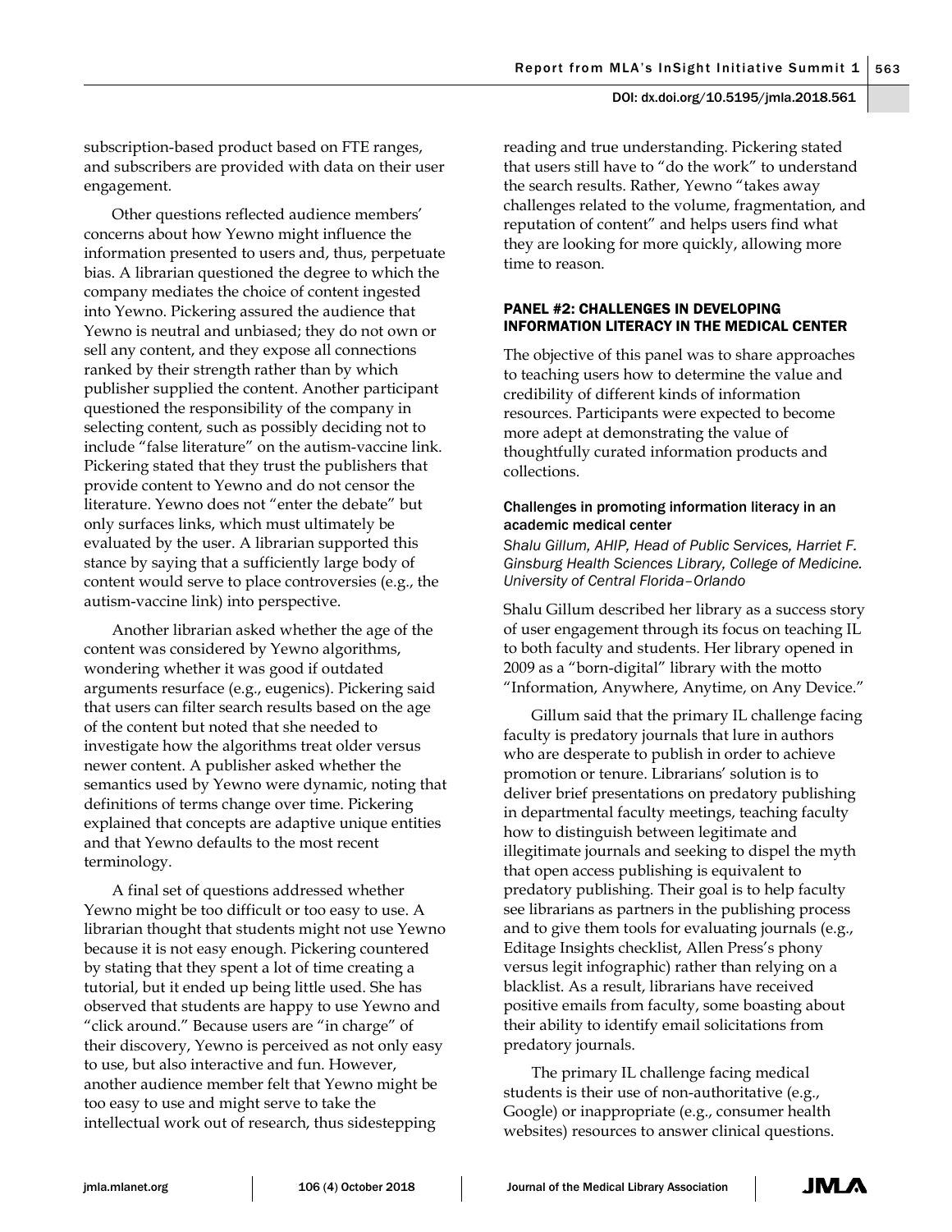subscription-based product based on FTE ranges, and subscribers are provided with data on their user engagement.

Other questions reflected audience members' concerns about how Yewno might influence the information presented to users and, thus, perpetuate bias. A librarian questioned the degree to which the company mediates the choice of content ingested into Yewno. Pickering assured the audience that Yewno is neutral and unbiased; they do not own or sell any content, and they expose all connections ranked by their strength rather than by which publisher supplied the content. Another participant questioned the responsibility of the company in selecting content, such as possibly deciding not to include "false literature" on the autism-vaccine link. Pickering stated that they trust the publishers that provide content to Yewno and do not censor the literature. Yewno does not "enter the debate" but only surfaces links, which must ultimately be evaluated by the user. A librarian supported this stance by saying that a sufficiently large body of content would serve to place controversies (e.g., the autism-vaccine link) into perspective.

Another librarian asked whether the age of the content was considered by Yewno algorithms, wondering whether it was good if outdated arguments resurface (e.g., eugenics). Pickering said that users can filter search results based on the age of the content but noted that she needed to investigate how the algorithms treat older versus newer content. A publisher asked whether the semantics used by Yewno were dynamic, noting that definitions of terms change over time. Pickering explained that concepts are adaptive unique entities and that Yewno defaults to the most recent terminology.

A final set of questions addressed whether Yewno might be too difficult or too easy to use. A librarian thought that students might not use Yewno because it is not easy enough. Pickering countered by stating that they spent a lot of time creating a tutorial, but it ended up being little used. She has observed that students are happy to use Yewno and "click around." Because users are "in charge" of their discovery, Yewno is perceived as not only easy to use, but also interactive and fun. However, another audience member felt that Yewno might be too easy to use and might serve to take the intellectual work out of research, thus sidestepping reading and true understanding. Pickering stated that users still have to "do the work" to understand the search results. Rather, Yewno "takes away challenges related to the volume, fragmentation, and reputation of content" and helps users find what they are looking for more quickly, allowing more time to reason.

## PANEL #2: CHALLENGES IN DEVELOPING INFORMATION LITERACY IN THE MEDICAL CENTER

The objective of this panel was to share approaches to teaching users how to determine the value and credibility of different kinds of information resources. Participants were expected to become more adept at demonstrating the value of thoughtfully curated information products and collections.

### Challenges in promoting information literacy in an academic medical center

*Shalu Gillum, AHIP, Head of Public Services, Harriet F. Ginsburg Health Sciences Library, College of Medicine. University of Central Florida–Orlando*

Shalu Gillum described her library as a success story of user engagement through its focus on teaching IL to both faculty and students. Her library opened in 2009 as a "born-digital" library with the motto "Information, Anywhere, Anytime, on Any Device."

Gillum said that the primary IL challenge facing faculty is predatory journals that lure in authors who are desperate to publish in order to achieve promotion or tenure. Librarians' solution is to deliver brief presentations on predatory publishing in departmental faculty meetings, teaching faculty how to distinguish between legitimate and illegitimate journals and seeking to dispel the myth that open access publishing is equivalent to predatory publishing. Their goal is to help faculty see librarians as partners in the publishing process and to give them tools for evaluating journals (e.g., Editage Insights checklist, Allen Press's phony versus legit infographic) rather than relying on a blacklist. As a result, librarians have received positive emails from faculty, some boasting about their ability to identify email solicitations from predatory journals.

The primary IL challenge facing medical students is their use of non-authoritative (e.g., Google) or inappropriate (e.g., consumer health websites) resources to answer clinical questions.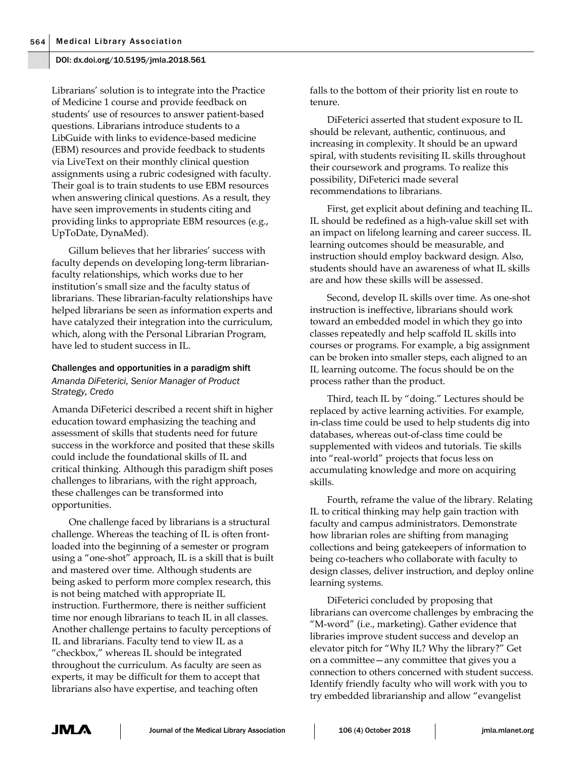Librarians' solution is to integrate into the Practice of Medicine 1 course and provide feedback on students' use of resources to answer patient-based questions. Librarians introduce students to a LibGuide with links to evidence-based medicine (EBM) resources and provide feedback to students via LiveText on their monthly clinical question assignments using a rubric codesigned with faculty. Their goal is to train students to use EBM resources when answering clinical questions. As a result, they have seen improvements in students citing and providing links to appropriate EBM resources (e.g., UpToDate, DynaMed).

Gillum believes that her libraries' success with faculty depends on developing long-term librarian-faculty relationships, which works due to her institution's small size and the faculty status of librarians. These librarian-faculty relationships have helped librarians be seen as information experts and have catalyzed their integration into the curriculum, which, along with the Personal Librarian Program, have led to student success in IL.

### Challenges and opportunities in a paradigm shift

*Amanda DiFeterici, Senior Manager of Product Strategy, Credo*

Amanda DiFeterici described a recent shift in higher education toward emphasizing the teaching and assessment of skills that students need for future success in the workforce and posited that these skills could include the foundational skills of IL and critical thinking. Although this paradigm shift poses challenges to librarians, with the right approach, these challenges can be transformed into opportunities.

One challenge faced by librarians is a structural challenge. Whereas the teaching of IL is often front-loaded into the beginning of a semester or program using a "one-shot" approach, IL is a skill that is built and mastered over time. Although students are being asked to perform more complex research, this is not being matched with appropriate IL instruction. Furthermore, there is neither sufficient time nor enough librarians to teach IL in all classes. Another challenge pertains to faculty perceptions of IL and librarians. Faculty tend to view IL as a "checkbox," whereas IL should be integrated throughout the curriculum. As faculty are seen as experts, it may be difficult for them to accept that librarians also have expertise, and teaching often falls to the bottom of their priority list en route to tenure.

DiFeterici asserted that student exposure to IL should be relevant, authentic, continuous, and increasing in complexity. It should be an upward spiral, with students revisiting IL skills throughout their coursework and programs. To realize this possibility, DiFeterici made several recommendations to librarians.

First, get explicit about defining and teaching IL. IL should be redefined as a high-value skill set with an impact on lifelong learning and career success. IL learning outcomes should be measurable, and instruction should employ backward design. Also, students should have an awareness of what IL skills are and how these skills will be assessed.

Second, develop IL skills over time. As one-shot instruction is ineffective, librarians should work toward an embedded model in which they go into classes repeatedly and help scaffold IL skills into courses or programs. For example, a big assignment can be broken into smaller steps, each aligned to an IL learning outcome. The focus should be on the process rather than the product.

Third, teach IL by "doing." Lectures should be replaced by active learning activities. For example, in-class time could be used to help students dig into databases, whereas out-of-class time could be supplemented with videos and tutorials. Tie skills into "real-world" projects that focus less on accumulating knowledge and more on acquiring skills.

Fourth, reframe the value of the library. Relating IL to critical thinking may help gain traction with faculty and campus administrators. Demonstrate how librarian roles are shifting from managing collections and being gatekeepers of information to being co-teachers who collaborate with faculty to design classes, deliver instruction, and deploy online learning systems.

DiFeterici concluded by proposing that librarians can overcome challenges by embracing the "M-word" (i.e., marketing). Gather evidence that libraries improve student success and develop an elevator pitch for "Why IL? Why the library?" Get on a committee—any committee that gives you a connection to others concerned with student success. Identify friendly faculty who will work with you to try embedded librarianship and allow "evangelist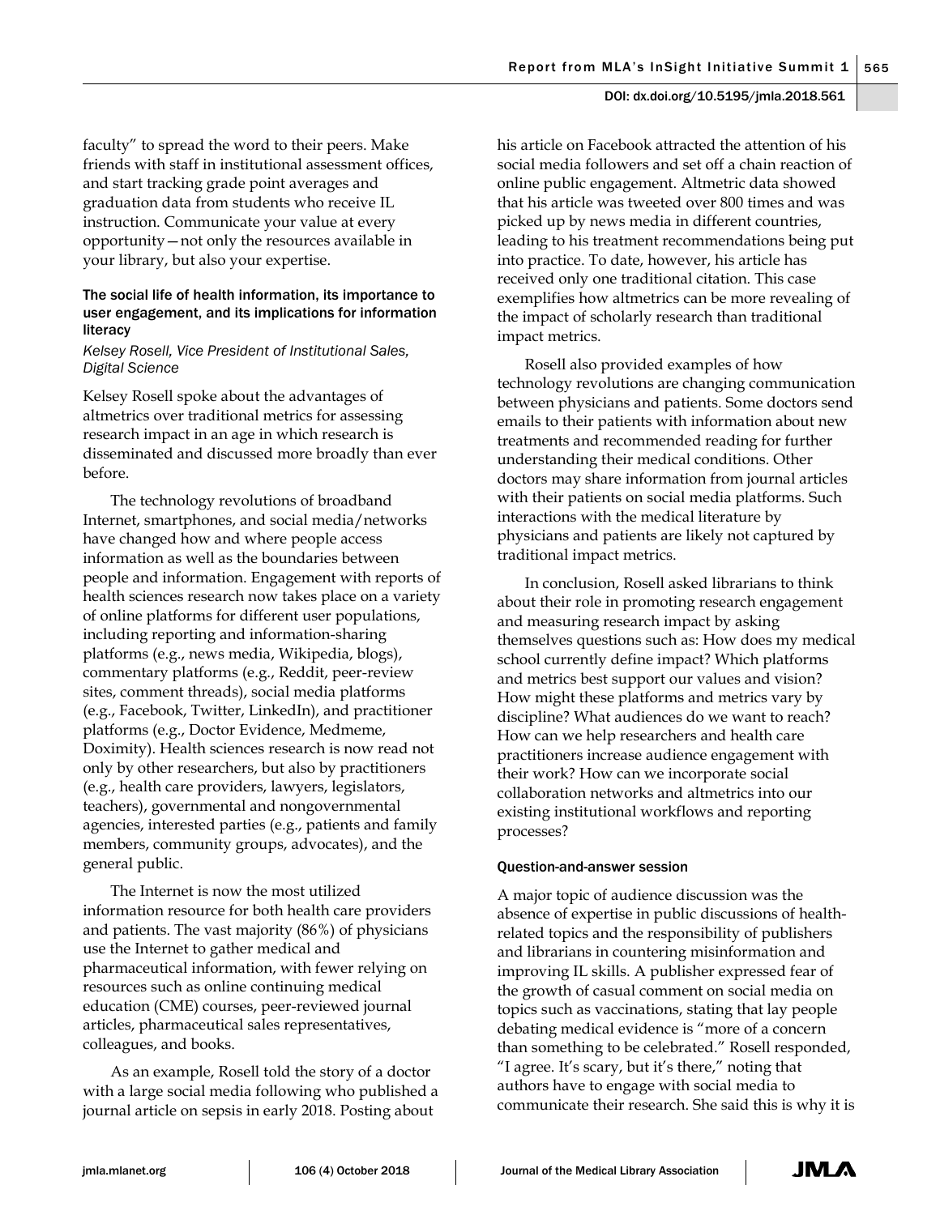faculty" to spread the word to their peers. Make friends with staff in institutional assessment offices, and start tracking grade point averages and graduation data from students who receive IL instruction. Communicate your value at every opportunity—not only the resources available in your library, but also your expertise.

### The social life of health information, its importance to user engagement, and its implications for information literacy

*Kelsey Rosell, Vice President of Institutional Sales, Digital Science*

Kelsey Rosell spoke about the advantages of altmetrics over traditional metrics for assessing research impact in an age in which research is disseminated and discussed more broadly than ever before.

The technology revolutions of broadband Internet, smartphones, and social media/networks have changed how and where people access information as well as the boundaries between people and information. Engagement with reports of health sciences research now takes place on a variety of online platforms for different user populations, including reporting and information-sharing platforms (e.g., news media, Wikipedia, blogs), commentary platforms (e.g., Reddit, peer-review sites, comment threads), social media platforms (e.g., Facebook, Twitter, LinkedIn), and practitioner platforms (e.g., Doctor Evidence, Medmeme, Doximity). Health sciences research is now read not only by other researchers, but also by practitioners (e.g., health care providers, lawyers, legislators, teachers), governmental and nongovernmental agencies, interested parties (e.g., patients and family members, community groups, advocates), and the general public.

The Internet is now the most utilized information resource for both health care providers and patients. The vast majority (86%) of physicians use the Internet to gather medical and pharmaceutical information, with fewer relying on resources such as online continuing medical education (CME) courses, peer-reviewed journal articles, pharmaceutical sales representatives, colleagues, and books.

As an example, Rosell told the story of a doctor with a large social media following who published a journal article on sepsis in early 2018. Posting about his article on Facebook attracted the attention of his social media followers and set off a chain reaction of online public engagement. Altmetric data showed that his article was tweeted over 800 times and was picked up by news media in different countries, leading to his treatment recommendations being put into practice. To date, however, his article has received only one traditional citation. This case exemplifies how altmetrics can be more revealing of the impact of scholarly research than traditional impact metrics.

Rosell also provided examples of how technology revolutions are changing communication between physicians and patients. Some doctors send emails to their patients with information about new treatments and recommended reading for further understanding their medical conditions. Other doctors may share information from journal articles with their patients on social media platforms. Such interactions with the medical literature by physicians and patients are likely not captured by traditional impact metrics.

In conclusion, Rosell asked librarians to think about their role in promoting research engagement and measuring research impact by asking themselves questions such as: How does my medical school currently define impact? Which platforms and metrics best support our values and vision? How might these platforms and metrics vary by discipline? What audiences do we want to reach? How can we help researchers and health care practitioners increase audience engagement with their work? How can we incorporate social collaboration networks and altmetrics into our existing institutional workflows and reporting processes?

### Question-and-answer session

A major topic of audience discussion was the absence of expertise in public discussions of health-related topics and the responsibility of publishers and librarians in countering misinformation and improving IL skills. A publisher expressed fear of the growth of casual comment on social media on topics such as vaccinations, stating that lay people debating medical evidence is "more of a concern than something to be celebrated." Rosell responded, "I agree. It's scary, but it's there," noting that authors have to engage with social media to communicate their research. She said this is why it is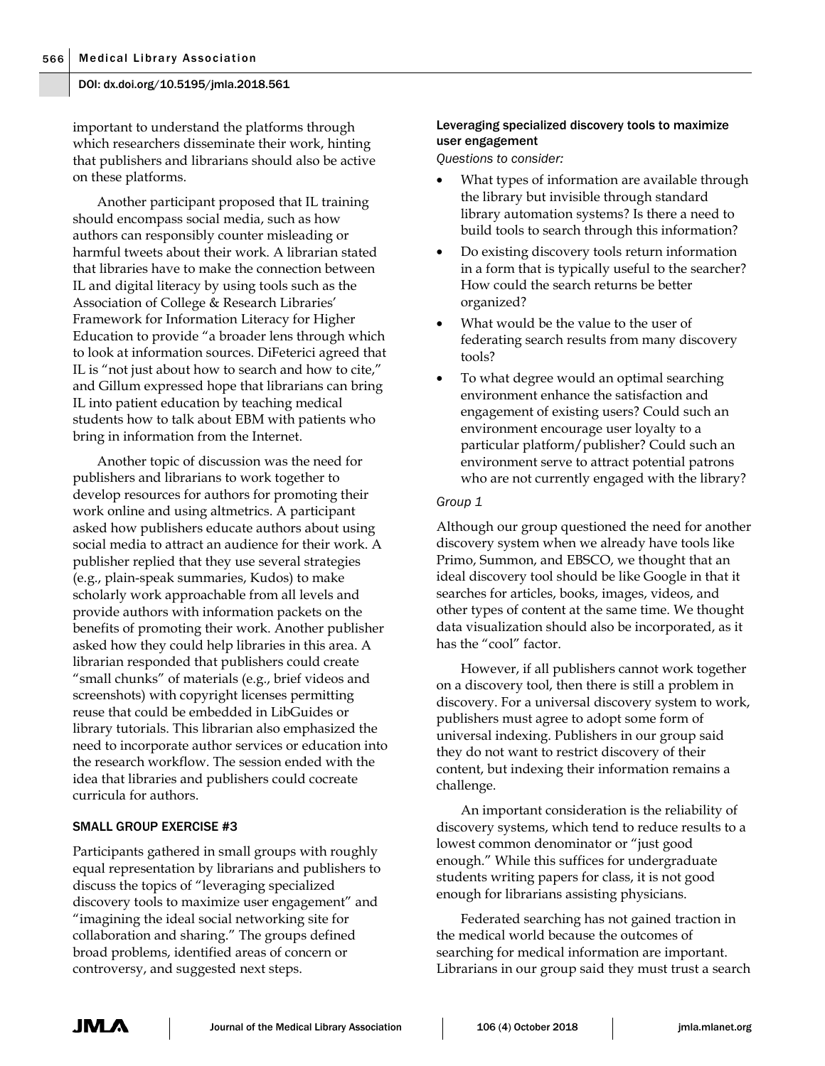important to understand the platforms through which researchers disseminate their work, hinting that publishers and librarians should also be active on these platforms.

Another participant proposed that IL training should encompass social media, such as how authors can responsibly counter misleading or harmful tweets about their work. A librarian stated that libraries have to make the connection between IL and digital literacy by using tools such as the Association of College & Research Libraries' Framework for Information Literacy for Higher Education to provide "a broader lens through which to look at information sources. DiFeterici agreed that IL is "not just about how to search and how to cite," and Gillum expressed hope that librarians can bring IL into patient education by teaching medical students how to talk about EBM with patients who bring in information from the Internet.

Another topic of discussion was the need for publishers and librarians to work together to develop resources for authors for promoting their work online and using altmetrics. A participant asked how publishers educate authors about using social media to attract an audience for their work. A publisher replied that they use several strategies (e.g., plain-speak summaries, Kudos) to make scholarly work approachable from all levels and provide authors with information packets on the benefits of promoting their work. Another publisher asked how they could help libraries in this area. A librarian responded that publishers could create "small chunks" of materials (e.g., brief videos and screenshots) with copyright licenses permitting reuse that could be embedded in LibGuides or library tutorials. This librarian also emphasized the need to incorporate author services or education into the research workflow. The session ended with the idea that libraries and publishers could cocreate curricula for authors.

## SMALL GROUP EXERCISE #3

Participants gathered in small groups with roughly equal representation by librarians and publishers to discuss the topics of "leveraging specialized discovery tools to maximize user engagement" and "imagining the ideal social networking site for collaboration and sharing." The groups defined broad problems, identified areas of concern or controversy, and suggested next steps.

### Leveraging specialized discovery tools to maximize user engagement

*Questions to consider:*

- What types of information are available through the library but invisible through standard library automation systems? Is there a need to build tools to search through this information?
- Do existing discovery tools return information in a form that is typically useful to the searcher? How could the search returns be better organized?
- What would be the value to the user of federating search results from many discovery tools?
- To what degree would an optimal searching environment enhance the satisfaction and engagement of existing users? Could such an environment encourage user loyalty to a particular platform/publisher? Could such an environment serve to attract potential patrons who are not currently engaged with the library?

*Group 1*

Although our group questioned the need for another discovery system when we already have tools like Primo, Summon, and EBSCO, we thought that an ideal discovery tool should be like Google in that it searches for articles, books, images, videos, and other types of content at the same time. We thought data visualization should also be incorporated, as it has the "cool" factor.

However, if all publishers cannot work together on a discovery tool, then there is still a problem in discovery. For a universal discovery system to work, publishers must agree to adopt some form of universal indexing. Publishers in our group said they do not want to restrict discovery of their content, but indexing their information remains a challenge.

An important consideration is the reliability of discovery systems, which tend to reduce results to a lowest common denominator or "just good enough." While this suffices for undergraduate students writing papers for class, it is not good enough for librarians assisting physicians.

Federated searching has not gained traction in the medical world because the outcomes of searching for medical information are important. Librarians in our group said they must trust a search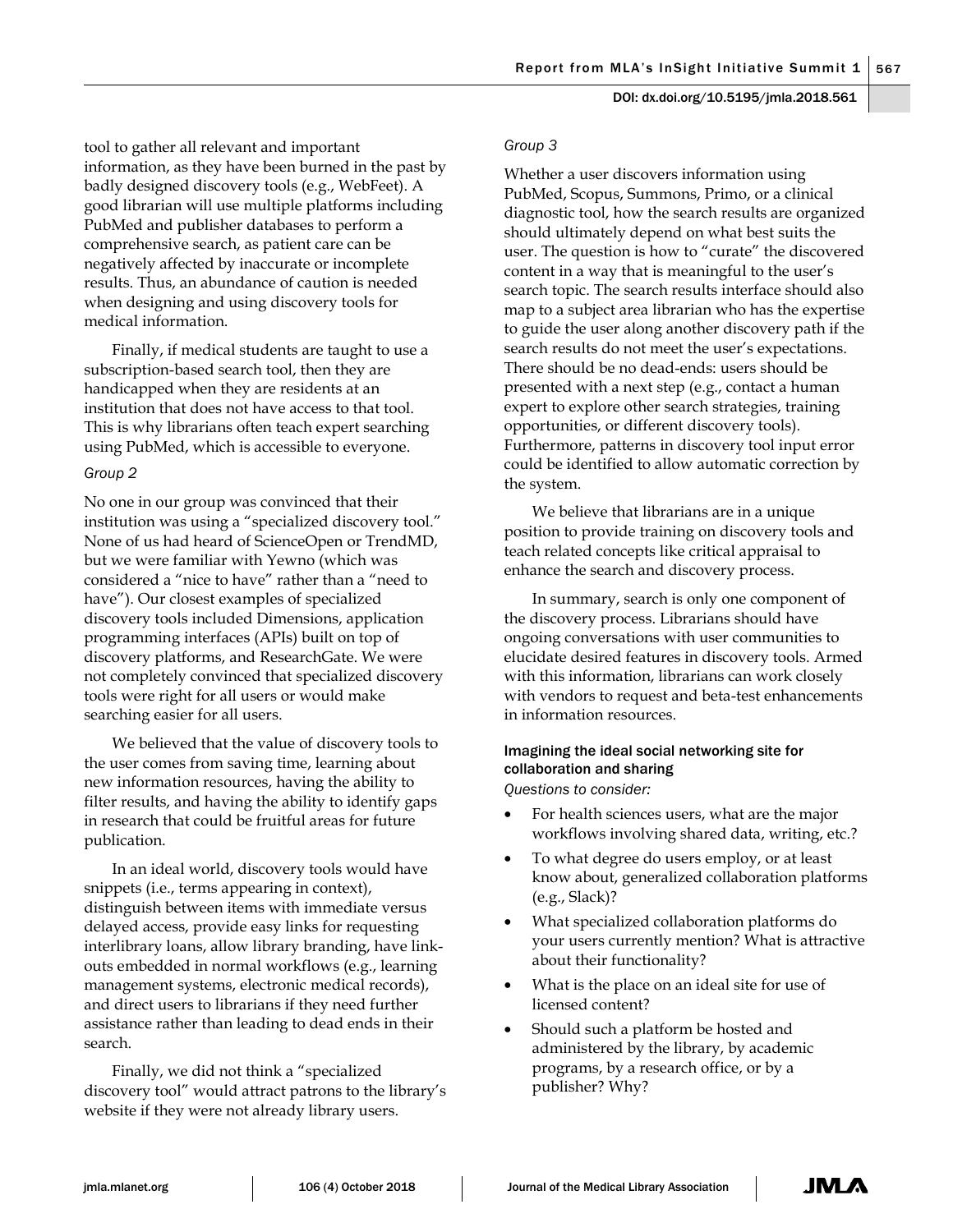tool to gather all relevant and important information, as they have been burned in the past by badly designed discovery tools (e.g., WebFeet). A good librarian will use multiple platforms including PubMed and publisher databases to perform a comprehensive search, as patient care can be negatively affected by inaccurate or incomplete results. Thus, an abundance of caution is needed when designing and using discovery tools for medical information.

Finally, if medical students are taught to use a subscription-based search tool, then they are handicapped when they are residents at an institution that does not have access to that tool. This is why librarians often teach expert searching using PubMed, which is accessible to everyone.

*Group 2*

No one in our group was convinced that their institution was using a "specialized discovery tool." None of us had heard of ScienceOpen or TrendMD, but we were familiar with Yewno (which was considered a "nice to have" rather than a "need to have"). Our closest examples of specialized discovery tools included Dimensions, application programming interfaces (APIs) built on top of discovery platforms, and ResearchGate. We were not completely convinced that specialized discovery tools were right for all users or would make searching easier for all users.

We believed that the value of discovery tools to the user comes from saving time, learning about new information resources, having the ability to filter results, and having the ability to identify gaps in research that could be fruitful areas for future publication.

In an ideal world, discovery tools would have snippets (i.e., terms appearing in context), distinguish between items with immediate versus delayed access, provide easy links for requesting interlibrary loans, allow library branding, have link-outs embedded in normal workflows (e.g., learning management systems, electronic medical records), and direct users to librarians if they need further assistance rather than leading to dead ends in their search.

Finally, we did not think a "specialized discovery tool" would attract patrons to the library's website if they were not already library users.

*Group 3*

Whether a user discovers information using PubMed, Scopus, Summons, Primo, or a clinical diagnostic tool, how the search results are organized should ultimately depend on what best suits the user. The question is how to "curate" the discovered content in a way that is meaningful to the user's search topic. The search results interface should also map to a subject area librarian who has the expertise to guide the user along another discovery path if the search results do not meet the user's expectations. There should be no dead-ends: users should be presented with a next step (e.g., contact a human expert to explore other search strategies, training opportunities, or different discovery tools). Furthermore, patterns in discovery tool input error could be identified to allow automatic correction by the system.

We believe that librarians are in a unique position to provide training on discovery tools and teach related concepts like critical appraisal to enhance the search and discovery process.

In summary, search is only one component of the discovery process. Librarians should have ongoing conversations with user communities to elucidate desired features in discovery tools. Armed with this information, librarians can work closely with vendors to request and beta-test enhancements in information resources.

### Imagining the ideal social networking site for collaboration and sharing

*Questions to consider:*

- For health sciences users, what are the major workflows involving shared data, writing, etc.?
- To what degree do users employ, or at least know about, generalized collaboration platforms (e.g., Slack)?
- What specialized collaboration platforms do your users currently mention? What is attractive about their functionality?
- What is the place on an ideal site for use of licensed content?
- Should such a platform be hosted and administered by the library, by academic programs, by a research office, or by a publisher? Why?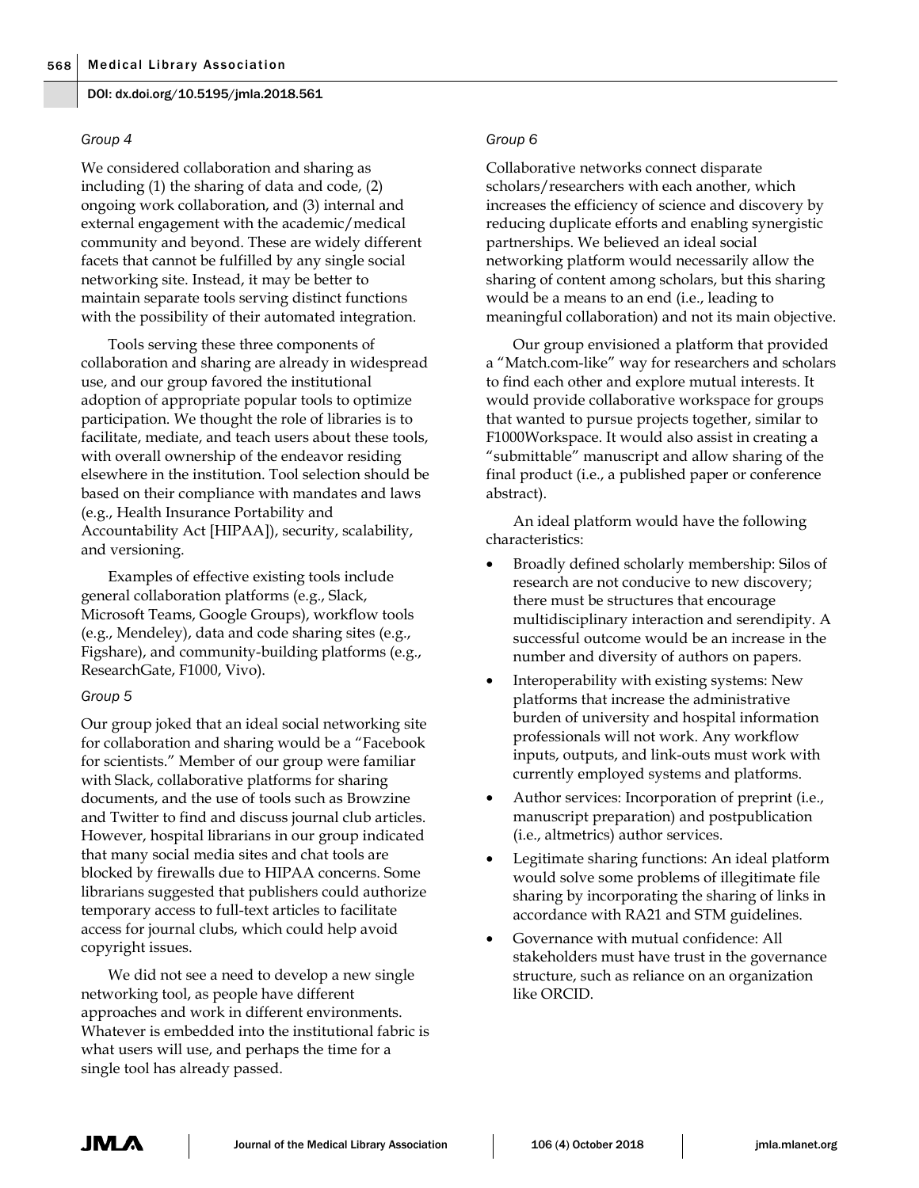*Group 4*

We considered collaboration and sharing as including (1) the sharing of data and code, (2) ongoing work collaboration, and (3) internal and external engagement with the academic/medical community and beyond. These are widely different facets that cannot be fulfilled by any single social networking site. Instead, it may be better to maintain separate tools serving distinct functions with the possibility of their automated integration.

Tools serving these three components of collaboration and sharing are already in widespread use, and our group favored the institutional adoption of appropriate popular tools to optimize participation. We thought the role of libraries is to facilitate, mediate, and teach users about these tools, with overall ownership of the endeavor residing elsewhere in the institution. Tool selection should be based on their compliance with mandates and laws (e.g., Health Insurance Portability and Accountability Act [HIPAA]), security, scalability, and versioning.

Examples of effective existing tools include general collaboration platforms (e.g., Slack, Microsoft Teams, Google Groups), workflow tools (e.g., Mendeley), data and code sharing sites (e.g., Figshare), and community-building platforms (e.g., ResearchGate, F1000, Vivo).

*Group 5*

Our group joked that an ideal social networking site for collaboration and sharing would be a "Facebook for scientists." Member of our group were familiar with Slack, collaborative platforms for sharing documents, and the use of tools such as Browzine and Twitter to find and discuss journal club articles. However, hospital librarians in our group indicated that many social media sites and chat tools are blocked by firewalls due to HIPAA concerns. Some librarians suggested that publishers could authorize temporary access to full-text articles to facilitate access for journal clubs, which could help avoid copyright issues.

We did not see a need to develop a new single networking tool, as people have different approaches and work in different environments. Whatever is embedded into the institutional fabric is what users will use, and perhaps the time for a single tool has already passed.

*Group 6*

Collaborative networks connect disparate scholars/researchers with each another, which increases the efficiency of science and discovery by reducing duplicate efforts and enabling synergistic partnerships. We believed an ideal social networking platform would necessarily allow the sharing of content among scholars, but this sharing would be a means to an end (i.e., leading to meaningful collaboration) and not its main objective.

Our group envisioned a platform that provided a "Match.com-like" way for researchers and scholars to find each other and explore mutual interests. It would provide collaborative workspace for groups that wanted to pursue projects together, similar to F1000Workspace. It would also assist in creating a "submittable" manuscript and allow sharing of the final product (i.e., a published paper or conference abstract).

An ideal platform would have the following characteristics:

- Broadly defined scholarly membership: Silos of research are not conducive to new discovery; there must be structures that encourage multidisciplinary interaction and serendipity. A successful outcome would be an increase in the number and diversity of authors on papers.
- Interoperability with existing systems: New platforms that increase the administrative burden of university and hospital information professionals will not work. Any workflow inputs, outputs, and link-outs must work with currently employed systems and platforms.
- Author services: Incorporation of preprint (i.e., manuscript preparation) and postpublication (i.e., altmetrics) author services.
- Legitimate sharing functions: An ideal platform would solve some problems of illegitimate file sharing by incorporating the sharing of links in accordance with RA21 and STM guidelines.
- Governance with mutual confidence: All stakeholders must have trust in the governance structure, such as reliance on an organization like ORCID.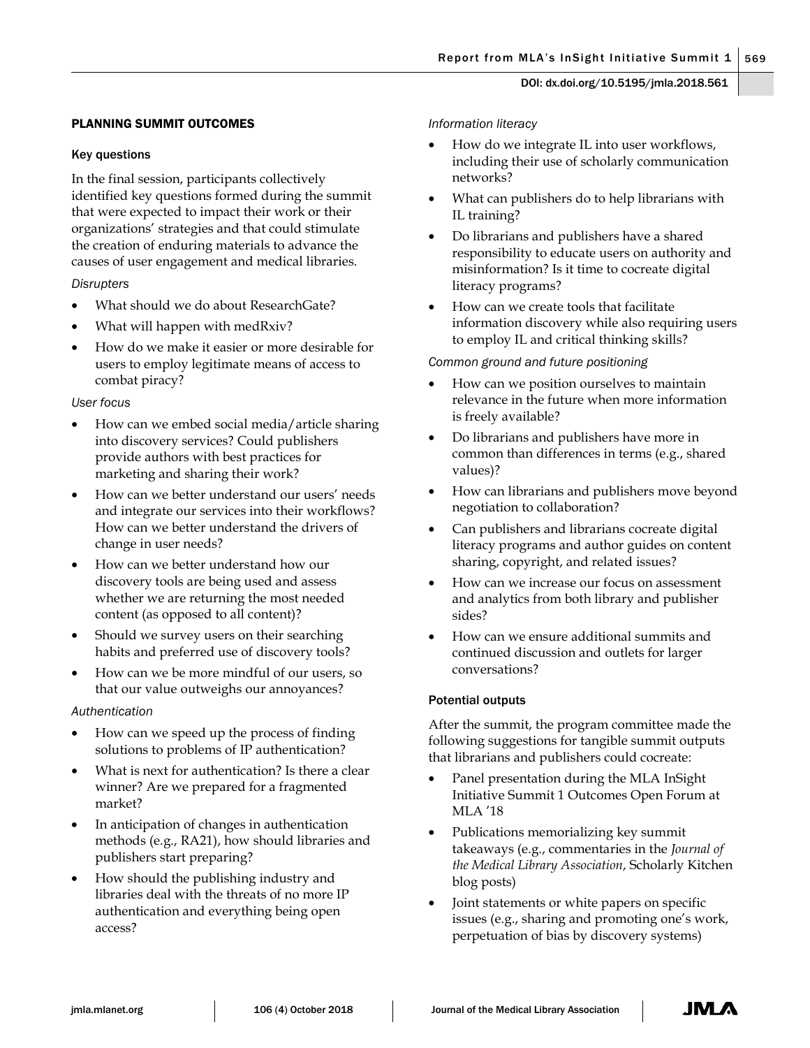## PLANNING SUMMIT OUTCOMES

### Key questions

In the final session, participants collectively identified key questions formed during the summit that were expected to impact their work or their organizations' strategies and that could stimulate the creation of enduring materials to advance the causes of user engagement and medical libraries.

*Disrupters*

- What should we do about ResearchGate?
- What will happen with medRxiv?
- How do we make it easier or more desirable for users to employ legitimate means of access to combat piracy?

*User focus*

- How can we embed social media/article sharing into discovery services? Could publishers provide authors with best practices for marketing and sharing their work?
- How can we better understand our users' needs and integrate our services into their workflows? How can we better understand the drivers of change in user needs?
- How can we better understand how our discovery tools are being used and assess whether we are returning the most needed content (as opposed to all content)?
- Should we survey users on their searching habits and preferred use of discovery tools?
- How can we be more mindful of our users, so that our value outweighs our annoyances?

*Authentication*

- How can we speed up the process of finding solutions to problems of IP authentication?
- What is next for authentication? Is there a clear winner? Are we prepared for a fragmented market?
- In anticipation of changes in authentication methods (e.g., RA21), how should libraries and publishers start preparing?
- How should the publishing industry and libraries deal with the threats of no more IP authentication and everything being open access?

*Information literacy*

- How do we integrate IL into user workflows, including their use of scholarly communication networks?
- What can publishers do to help librarians with IL training?
- Do librarians and publishers have a shared responsibility to educate users on authority and misinformation? Is it time to cocreate digital literacy programs?
- How can we create tools that facilitate information discovery while also requiring users to employ IL and critical thinking skills?

*Common ground and future positioning*

- How can we position ourselves to maintain relevance in the future when more information is freely available?
- Do librarians and publishers have more in common than differences in terms (e.g., shared values)?
- How can librarians and publishers move beyond negotiation to collaboration?
- Can publishers and librarians cocreate digital literacy programs and author guides on content sharing, copyright, and related issues?
- How can we increase our focus on assessment and analytics from both library and publisher sides?
- How can we ensure additional summits and continued discussion and outlets for larger conversations?

### Potential outputs

After the summit, the program committee made the following suggestions for tangible summit outputs that librarians and publishers could cocreate:

- Panel presentation during the MLA InSight Initiative Summit 1 Outcomes Open Forum at MLA '18
- Publications memorializing key summit takeaways (e.g., commentaries in the *Journal of the Medical Library Association*, Scholarly Kitchen blog posts)
- Joint statements or white papers on specific issues (e.g., sharing and promoting one's work, perpetuation of bias by discovery systems)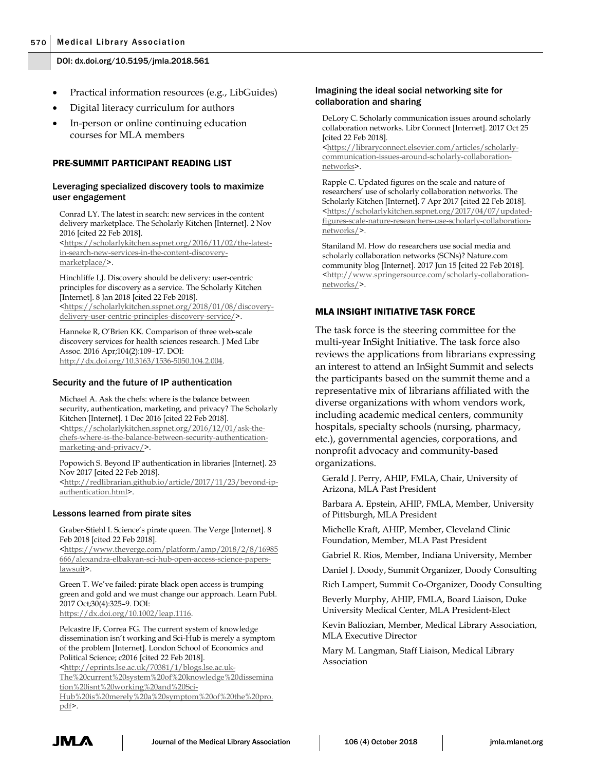- Practical information resources (e.g., LibGuides)
- Digital literacy curriculum for authors
- In-person or online continuing education courses for MLA members

## PRE-SUMMIT PARTICIPANT READING LIST

### Leveraging specialized discovery tools to maximize user engagement

Conrad LY. The latest in search: new services in the content delivery marketplace. The Scholarly Kitchen [Internet]. 2 Nov 2016 [cited 22 Feb 2018]. <https://scholarlykitchen.sspnet.org/2016/11/02/the-latest-in-search-new-services-in-the-content-discovery-marketplace/>.

Hinchliffe LJ. Discovery should be delivery: user-centric principles for discovery as a service. The Scholarly Kitchen [Internet]. 8 Jan 2018 [cited 22 Feb 2018]. <https://scholarlykitchen.sspnet.org/2018/01/08/discovery-delivery-user-centric-principles-discovery-service/>.

Hanneke R, O'Brien KK. Comparison of three web-scale discovery services for health sciences research. J Med Libr Assoc. 2016 Apr;104(2):109–17. DOI: http://dx.doi.org/10.3163/1536-5050.104.2.004.

### Security and the future of IP authentication

Michael A. Ask the chefs: where is the balance between security, authentication, marketing, and privacy? The Scholarly Kitchen [Internet]. 1 Dec 2016 [cited 22 Feb 2018]. <https://scholarlykitchen.sspnet.org/2016/12/01/ask-the-chefs-where-is-the-balance-between-security-authentication-marketing-and-privacy/>.

Popowich S. Beyond IP authentication in libraries [Internet]. 23 Nov 2017 [cited 22 Feb 2018]. <http://redlibrarian.github.io/article/2017/11/23/beyond-ip-authentication.html>.

### Lessons learned from pirate sites

Graber-Stiehl I. Science's pirate queen. The Verge [Internet]. 8 Feb 2018 [cited 22 Feb 2018]. <https://www.theverge.com/platform/amp/2018/2/8/16985666/alexandra-elbakyan-sci-hub-open-access-science-papers-lawsuit>.

Green T. We've failed: pirate black open access is trumping green and gold and we must change our approach. Learn Publ. 2017 Oct;30(4):325–9. DOI: https://dx.doi.org/10.1002/leap.1116.

Pelcastre IF, Correa FG. The current system of knowledge dissemination isn't working and Sci-Hub is merely a symptom of the problem [Internet]. London School of Economics and Political Science; c2016 [cited 22 Feb 2018]. <http://eprints.lse.ac.uk/70381/1/blogs.lse.ac.uk-The%20current%20system%20of%20knowledge%20dissemination%20isnt%20working%20and%20Sci-Hub%20is%20merely%20a%20symptom%20of%20the%20pro.pdf>.

### Imagining the ideal social networking site for collaboration and sharing

DeLory C. Scholarly communication issues around scholarly collaboration networks. Libr Connect [Internet]. 2017 Oct 25 [cited 22 Feb 2018]. <https://libraryconnect.elsevier.com/articles/scholarly-communication-issues-around-scholarly-collaboration-networks>.

Rapple C. Updated figures on the scale and nature of researchers' use of scholarly collaboration networks. The Scholarly Kitchen [Internet]. 7 Apr 2017 [cited 22 Feb 2018]. <https://scholarlykitchen.sspnet.org/2017/04/07/updated-figures-scale-nature-researchers-use-scholarly-collaboration-networks/>.

Staniland M. How do researchers use social media and scholarly collaboration networks (SCNs)? Nature.com community blog [Internet]. 2017 Jun 15 [cited 22 Feb 2018]. <http://www.springersource.com/scholarly-collaboration-networks/>.

## MLA INSIGHT INITIATIVE TASK FORCE

The task force is the steering committee for the multi-year InSight Initiative. The task force also reviews the applications from librarians expressing an interest to attend an InSight Summit and selects the participants based on the summit theme and a representative mix of librarians affiliated with the diverse organizations with whom vendors work, including academic medical centers, community hospitals, specialty schools (nursing, pharmacy, etc.), governmental agencies, corporations, and nonprofit advocacy and community-based organizations.

Gerald J. Perry, AHIP, FMLA, Chair, University of Arizona, MLA Past President

Barbara A. Epstein, AHIP, FMLA, Member, University of Pittsburgh, MLA President

Michelle Kraft, AHIP, Member, Cleveland Clinic Foundation, Member, MLA Past President

Gabriel R. Rios, Member, Indiana University, Member

Daniel J. Doody, Summit Organizer, Doody Consulting

Rich Lampert, Summit Co-Organizer, Doody Consulting

Beverly Murphy, AHIP, FMLA, Board Liaison, Duke University Medical Center, MLA President-Elect

Kevin Baliozian, Member, Medical Library Association, MLA Executive Director

Mary M. Langman, Staff Liaison, Medical Library Association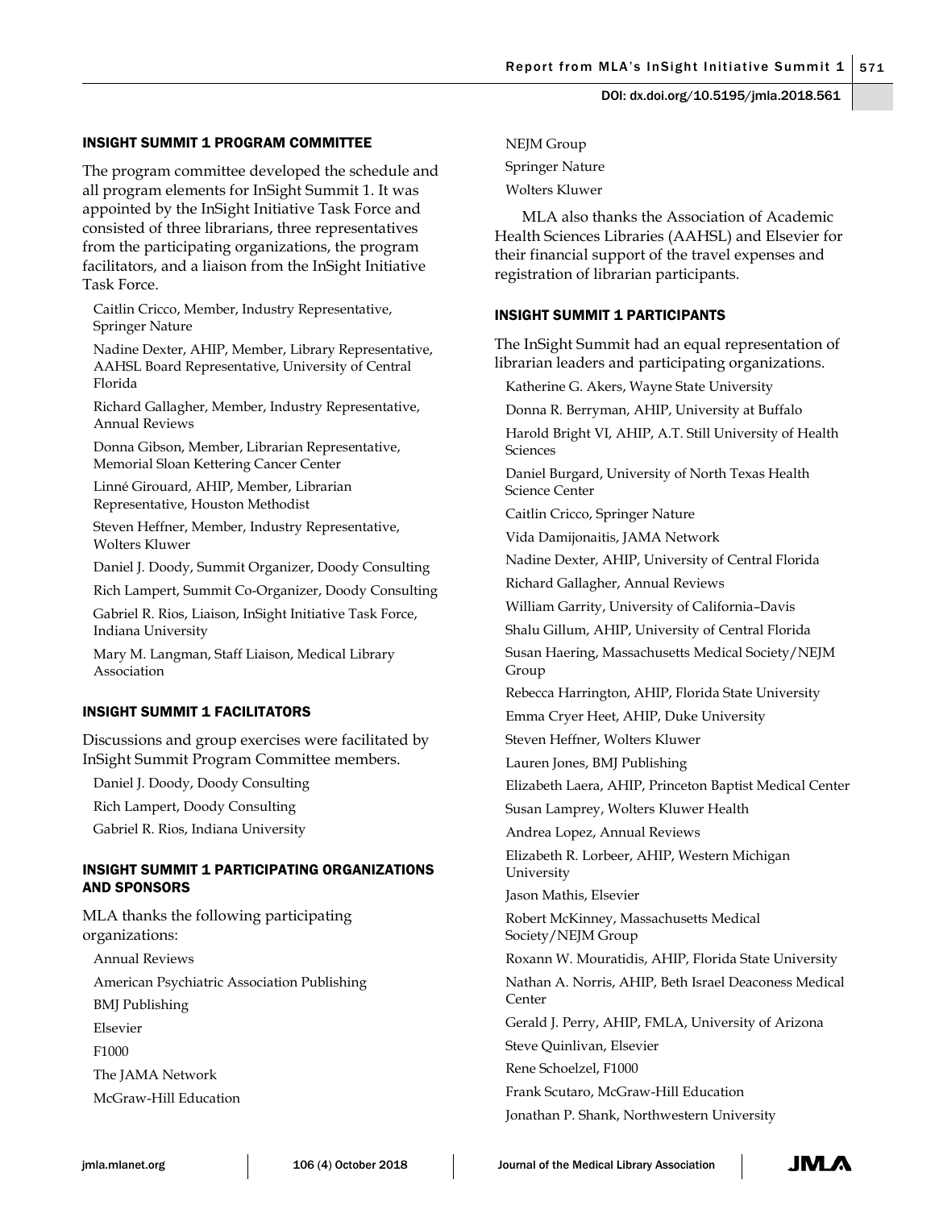### INSIGHT SUMMIT 1 PROGRAM COMMITTEE

The program committee developed the schedule and all program elements for InSight Summit 1. It was appointed by the InSight Initiative Task Force and consisted of three librarians, three representatives from the participating organizations, the program facilitators, and a liaison from the InSight Initiative Task Force.

Caitlin Cricco, Member, Industry Representative, Springer Nature

Nadine Dexter, AHIP, Member, Library Representative, AAHSL Board Representative, University of Central Florida

Richard Gallagher, Member, Industry Representative, Annual Reviews

Donna Gibson, Member, Librarian Representative, Memorial Sloan Kettering Cancer Center

Linné Girouard, AHIP, Member, Librarian Representative, Houston Methodist

Steven Heffner, Member, Industry Representative, Wolters Kluwer

Daniel J. Doody, Summit Organizer, Doody Consulting

Rich Lampert, Summit Co-Organizer, Doody Consulting

Gabriel R. Rios, Liaison, InSight Initiative Task Force, Indiana University

Mary M. Langman, Staff Liaison, Medical Library Association

### INSIGHT SUMMIT 1 FACILITATORS

Discussions and group exercises were facilitated by InSight Summit Program Committee members.

Daniel J. Doody, Doody Consulting

Rich Lampert, Doody Consulting

Gabriel R. Rios, Indiana University

### INSIGHT SUMMIT 1 PARTICIPATING ORGANIZATIONS AND SPONSORS

MLA thanks the following participating organizations:

Annual Reviews

American Psychiatric Association Publishing

BMJ Publishing

Elsevier

F1000

The JAMA Network

McGraw-Hill Education

NEJM Group

Springer Nature

Wolters Kluwer

MLA also thanks the Association of Academic Health Sciences Libraries (AAHSL) and Elsevier for their financial support of the travel expenses and registration of librarian participants.

### INSIGHT SUMMIT 1 PARTICIPANTS

The InSight Summit had an equal representation of librarian leaders and participating organizations.

Katherine G. Akers, Wayne State University

Donna R. Berryman, AHIP, University at Buffalo

Harold Bright VI, AHIP, A.T. Still University of Health Sciences

Daniel Burgard, University of North Texas Health Science Center

Caitlin Cricco, Springer Nature

Vida Damijonaitis, JAMA Network

Nadine Dexter, AHIP, University of Central Florida

Richard Gallagher, Annual Reviews

William Garrity, University of California–Davis

Shalu Gillum, AHIP, University of Central Florida

Susan Haering, Massachusetts Medical Society/NEJM Group

Rebecca Harrington, AHIP, Florida State University

Emma Cryer Heet, AHIP, Duke University

Steven Heffner, Wolters Kluwer

Lauren Jones, BMJ Publishing

Elizabeth Laera, AHIP, Princeton Baptist Medical Center

Susan Lamprey, Wolters Kluwer Health

Andrea Lopez, Annual Reviews

Elizabeth R. Lorbeer, AHIP, Western Michigan University

Jason Mathis, Elsevier

Robert McKinney, Massachusetts Medical Society/NEJM Group

Roxann W. Mouratidis, AHIP, Florida State University

Nathan A. Norris, AHIP, Beth Israel Deaconess Medical Center

Gerald J. Perry, AHIP, FMLA, University of Arizona

Steve Quinlivan, Elsevier

Rene Schoelzel, F1000

Frank Scutaro, McGraw-Hill Education

Jonathan P. Shank, Northwestern University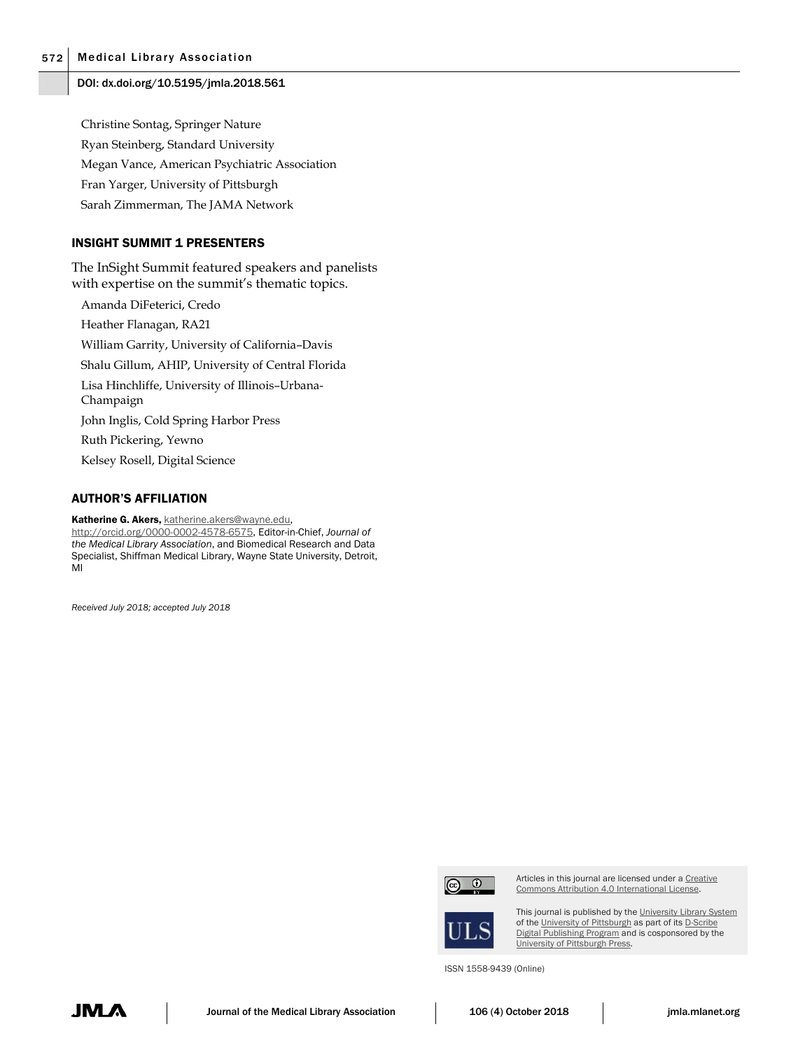Christine Sontag, Springer Nature

Ryan Steinberg, Standard University

Megan Vance, American Psychiatric Association

Fran Yarger, University of Pittsburgh

Sarah Zimmerman, The JAMA Network

## INSIGHT SUMMIT 1 PRESENTERS

The InSight Summit featured speakers and panelists with expertise on the summit's thematic topics.

Amanda DiFeterici, Credo

Heather Flanagan, RA21

William Garrity, University of California–Davis

Shalu Gillum, AHIP, University of Central Florida

Lisa Hinchliffe, University of Illinois–Urbana-Champaign

John Inglis, Cold Spring Harbor Press

Ruth Pickering, Yewno

Kelsey Rosell, Digital Science

## AUTHOR'S AFFILIATION

**Katherine G. Akers,** katherine.akers@wayne.edu, http://orcid.org/0000-0002-4578-6575, Editor-in-Chief, *Journal of the Medical Library Association*, and Biomedical Research and Data Specialist, Shiffman Medical Library, Wayne State University, Detroit, MI

*Received July 2018; accepted July 2018*

Articles in this journal are licensed under a Creative Commons Attribution 4.0 International License.

This journal is published by the University Library System of the University of Pittsburgh as part of its D-Scribe Digital Publishing Program and is cosponsored by the University of Pittsburgh Press.

ISSN 1558-9439 (Online)